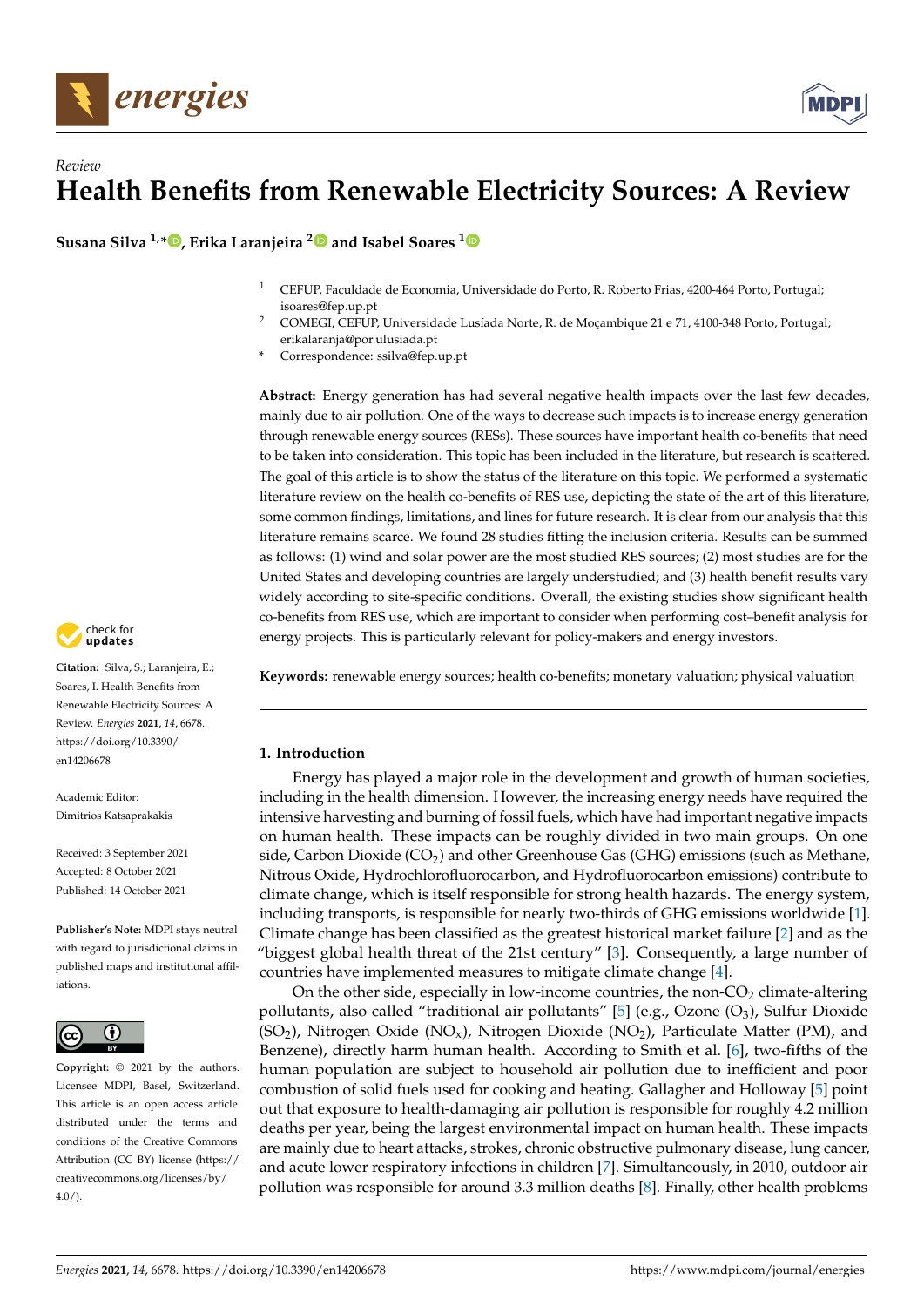*Review*

# Health Benefits from Renewable Electricity Sources: A Review

**Susana Silva [1,*], Erika Laranjeira [2] and Isabel Soares [1]**

[1] CEFUP, Faculdade de Economia, Universidade do Porto, R. Roberto Frias, 4200-464 Porto, Portugal; isoares@fep.up.pt

[2] COMEGI, CEFUP, Universidade Lusíada Norte, R. de Moçambique 21 e 71, 4100-348 Porto, Portugal; erikalaranja@por.ulusiada.pt

[*] Correspondence: ssilva@fep.up.pt

**Abstract:** Energy generation has had several negative health impacts over the last few decades, mainly due to air pollution. One of the ways to decrease such impacts is to increase energy generation through renewable energy sources (RESs). These sources have important health co-benefits that need to be taken into consideration. This topic has been included in the literature, but research is scattered. The goal of this article is to show the status of the literature on this topic. We performed a systematic literature review on the health co-benefits of RES use, depicting the state of the art of this literature, some common findings, limitations, and lines for future research. It is clear from our analysis that this literature remains scarce. We found 28 studies fitting the inclusion criteria. Results can be summed as follows: (1) wind and solar power are the most studied RES sources; (2) most studies are for the United States and developing countries are largely understudied; and (3) health benefit results vary widely according to site-specific conditions. Overall, the existing studies show significant health co-benefits from RES use, which are important to consider when performing cost–benefit analysis for energy projects. This is particularly relevant for policy-makers and energy investors.

**Keywords:** renewable energy sources; health co-benefits; monetary valuation; physical valuation

**Citation:** Silva, S.; Laranjeira, E.; Soares, I. Health Benefits from Renewable Electricity Sources: A Review. *Energies* **2021**, *14*, 6678. https://doi.org/10.3390/en14206678

Academic Editor: Dimitrios Katsaprakakis

Received: 3 September 2021
Accepted: 8 October 2021
Published: 14 October 2021

**Publisher's Note:** MDPI stays neutral with regard to jurisdictional claims in published maps and institutional affiliations.

**Copyright:** © 2021 by the authors. Licensee MDPI, Basel, Switzerland. This article is an open access article distributed under the terms and conditions of the Creative Commons Attribution (CC BY) license (https://creativecommons.org/licenses/by/4.0/).

## 1. Introduction

Energy has played a major role in the development and growth of human societies, including in the health dimension. However, the increasing energy needs have required the intensive harvesting and burning of fossil fuels, which have had important negative impacts on human health. These impacts can be roughly divided in two main groups. On one side, Carbon Dioxide ($CO_2$) and other Greenhouse Gas (GHG) emissions (such as Methane, Nitrous Oxide, Hydrochlorofluorocarbon, and Hydrofluorocarbon emissions) contribute to climate change, which is itself responsible for strong health hazards. The energy system, including transports, is responsible for nearly two-thirds of GHG emissions worldwide [1]. Climate change has been classified as the greatest historical market failure [2] and as the "biggest global health threat of the 21st century" [3]. Consequently, a large number of countries have implemented measures to mitigate climate change [4].

On the other side, especially in low-income countries, the non-$CO_2$ climate-altering pollutants, also called "traditional air pollutants" [5] (e.g., Ozone ($O_3$), Sulfur Dioxide ($SO_2$), Nitrogen Oxide ($NO_x$), Nitrogen Dioxide ($NO_2$), Particulate Matter (PM), and Benzene), directly harm human health. According to Smith et al. [6], two-fifths of the human population are subject to household air pollution due to inefficient and poor combustion of solid fuels used for cooking and heating. Gallagher and Holloway [5] point out that exposure to health-damaging air pollution is responsible for roughly 4.2 million deaths per year, being the largest environmental impact on human health. These impacts are mainly due to heart attacks, strokes, chronic obstructive pulmonary disease, lung cancer, and acute lower respiratory infections in children [7]. Simultaneously, in 2010, outdoor air pollution was responsible for around 3.3 million deaths [8]. Finally, other health problems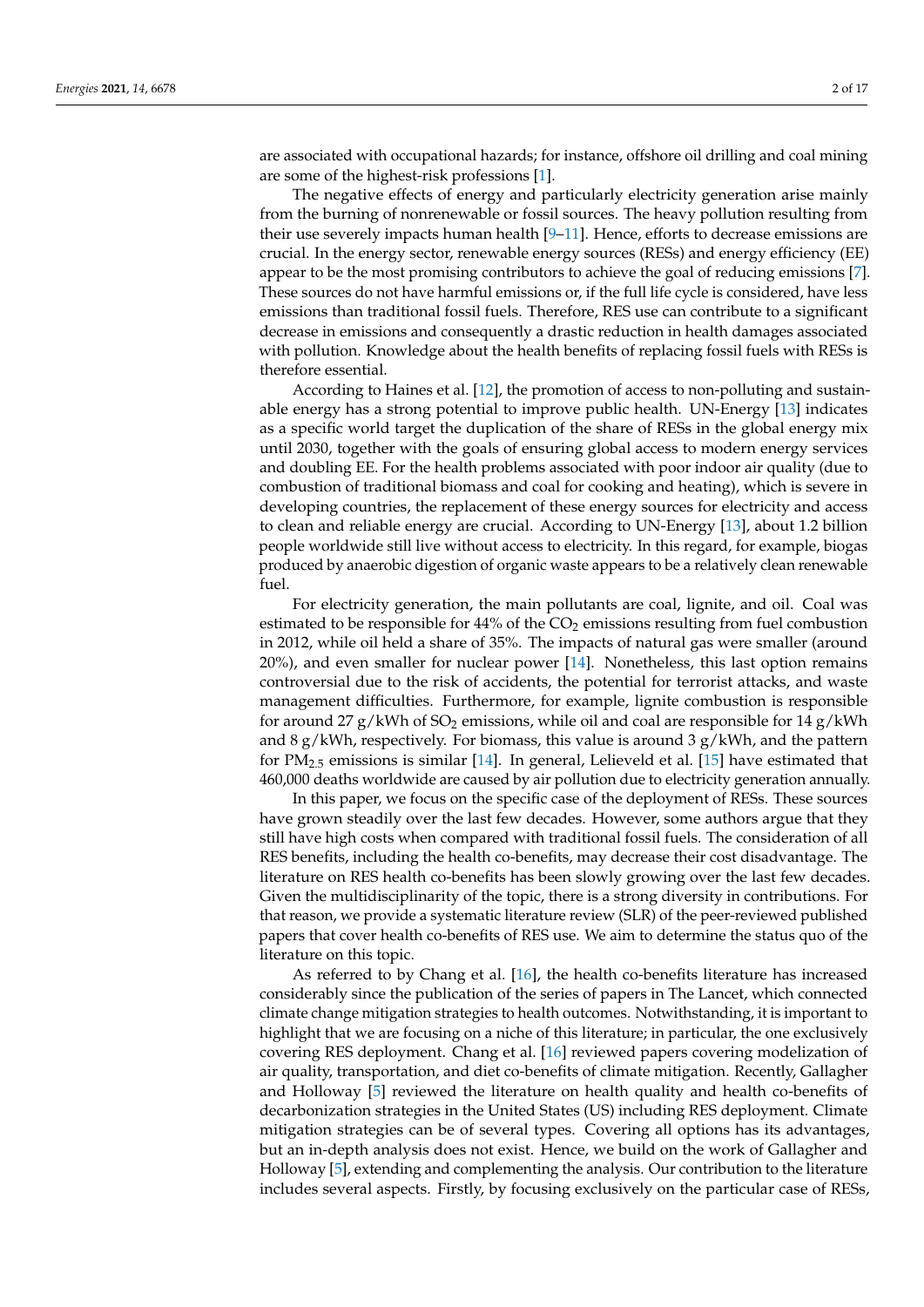are associated with occupational hazards; for instance, offshore oil drilling and coal mining are some of the highest-risk professions [1].

The negative effects of energy and particularly electricity generation arise mainly from the burning of nonrenewable or fossil sources. The heavy pollution resulting from their use severely impacts human health [9–11]. Hence, efforts to decrease emissions are crucial. In the energy sector, renewable energy sources (RESs) and energy efficiency (EE) appear to be the most promising contributors to achieve the goal of reducing emissions [7]. These sources do not have harmful emissions or, if the full life cycle is considered, have less emissions than traditional fossil fuels. Therefore, RES use can contribute to a significant decrease in emissions and consequently a drastic reduction in health damages associated with pollution. Knowledge about the health benefits of replacing fossil fuels with RESs is therefore essential.

According to Haines et al. [12], the promotion of access to non-polluting and sustainable energy has a strong potential to improve public health. UN-Energy [13] indicates as a specific world target the duplication of the share of RESs in the global energy mix until 2030, together with the goals of ensuring global access to modern energy services and doubling EE. For the health problems associated with poor indoor air quality (due to combustion of traditional biomass and coal for cooking and heating), which is severe in developing countries, the replacement of these energy sources for electricity and access to clean and reliable energy are crucial. According to UN-Energy [13], about 1.2 billion people worldwide still live without access to electricity. In this regard, for example, biogas produced by anaerobic digestion of organic waste appears to be a relatively clean renewable fuel.

For electricity generation, the main pollutants are coal, lignite, and oil. Coal was estimated to be responsible for 44% of the $CO_2$ emissions resulting from fuel combustion in 2012, while oil held a share of 35%. The impacts of natural gas were smaller (around 20%), and even smaller for nuclear power [14]. Nonetheless, this last option remains controversial due to the risk of accidents, the potential for terrorist attacks, and waste management difficulties. Furthermore, for example, lignite combustion is responsible for around 27 g/kWh of $SO_2$ emissions, while oil and coal are responsible for 14 g/kWh and 8 g/kWh, respectively. For biomass, this value is around 3 g/kWh, and the pattern for $PM_{2.5}$ emissions is similar [14]. In general, Lelieveld et al. [15] have estimated that 460,000 deaths worldwide are caused by air pollution due to electricity generation annually.

In this paper, we focus on the specific case of the deployment of RESs. These sources have grown steadily over the last few decades. However, some authors argue that they still have high costs when compared with traditional fossil fuels. The consideration of all RES benefits, including the health co-benefits, may decrease their cost disadvantage. The literature on RES health co-benefits has been slowly growing over the last few decades. Given the multidisciplinarity of the topic, there is a strong diversity in contributions. For that reason, we provide a systematic literature review (SLR) of the peer-reviewed published papers that cover health co-benefits of RES use. We aim to determine the status quo of the literature on this topic.

As referred to by Chang et al. [16], the health co-benefits literature has increased considerably since the publication of the series of papers in The Lancet, which connected climate change mitigation strategies to health outcomes. Notwithstanding, it is important to highlight that we are focusing on a niche of this literature; in particular, the one exclusively covering RES deployment. Chang et al. [16] reviewed papers covering modelization of air quality, transportation, and diet co-benefits of climate mitigation. Recently, Gallagher and Holloway [5] reviewed the literature on health quality and health co-benefits of decarbonization strategies in the United States (US) including RES deployment. Climate mitigation strategies can be of several types. Covering all options has its advantages, but an in-depth analysis does not exist. Hence, we build on the work of Gallagher and Holloway [5], extending and complementing the analysis. Our contribution to the literature includes several aspects. Firstly, by focusing exclusively on the particular case of RESs,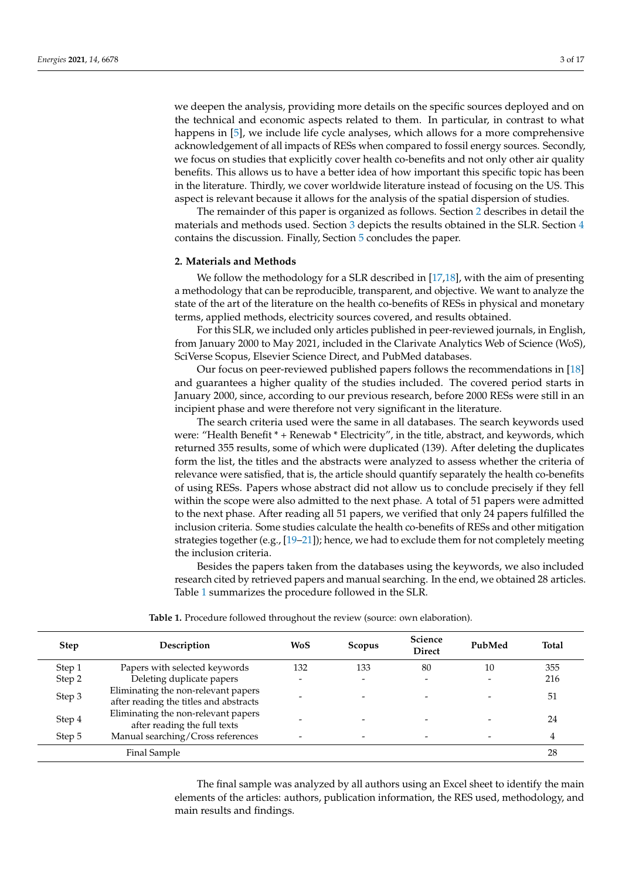we deepen the analysis, providing more details on the specific sources deployed and on the technical and economic aspects related to them. In particular, in contrast to what happens in [5], we include life cycle analyses, which allows for a more comprehensive acknowledgement of all impacts of RESs when compared to fossil energy sources. Secondly, we focus on studies that explicitly cover health co-benefits and not only other air quality benefits. This allows us to have a better idea of how important this specific topic has been in the literature. Thirdly, we cover worldwide literature instead of focusing on the US. This aspect is relevant because it allows for the analysis of the spatial dispersion of studies.

The remainder of this paper is organized as follows. Section 2 describes in detail the materials and methods used. Section 3 depicts the results obtained in the SLR. Section 4 contains the discussion. Finally, Section 5 concludes the paper.

## 2. Materials and Methods

We follow the methodology for a SLR described in [17,18], with the aim of presenting a methodology that can be reproducible, transparent, and objective. We want to analyze the state of the art of the literature on the health co-benefits of RESs in physical and monetary terms, applied methods, electricity sources covered, and results obtained.

For this SLR, we included only articles published in peer-reviewed journals, in English, from January 2000 to May 2021, included in the Clarivate Analytics Web of Science (WoS), SciVerse Scopus, Elsevier Science Direct, and PubMed databases.

Our focus on peer-reviewed published papers follows the recommendations in [18] and guarantees a higher quality of the studies included. The covered period starts in January 2000, since, according to our previous research, before 2000 RESs were still in an incipient phase and were therefore not very significant in the literature.

The search criteria used were the same in all databases. The search keywords used were: "Health Benefit * + Renewab * Electricity", in the title, abstract, and keywords, which returned 355 results, some of which were duplicated (139). After deleting the duplicates form the list, the titles and the abstracts were analyzed to assess whether the criteria of relevance were satisfied, that is, the article should quantify separately the health co-benefits of using RESs. Papers whose abstract did not allow us to conclude precisely if they fell within the scope were also admitted to the next phase. A total of 51 papers were admitted to the next phase. After reading all 51 papers, we verified that only 24 papers fulfilled the inclusion criteria. Some studies calculate the health co-benefits of RESs and other mitigation strategies together (e.g., [19–21]); hence, we had to exclude them for not completely meeting the inclusion criteria.

Besides the papers taken from the databases using the keywords, we also included research cited by retrieved papers and manual searching. In the end, we obtained 28 articles. Table 1 summarizes the procedure followed in the SLR.

**Table 1.** Procedure followed throughout the review (source: own elaboration).

| Step | Description | WoS | Scopus | Science Direct | PubMed | Total |
|---|---|---|---|---|---|---|
| Step 1 | Papers with selected keywords | 132 | 133 | 80 | 10 | 355 |
| Step 2 | Deleting duplicate papers | - | - | - | - | 216 |
| Step 3 | Eliminating the non-relevant papers after reading the titles and abstracts | - | - | - | - | 51 |
| Step 4 | Eliminating the non-relevant papers after reading the full texts | - | - | - | - | 24 |
| Step 5 | Manual searching/Cross references | - | - | - | - | 4 |
| | Final Sample | | | | | 28 |

The final sample was analyzed by all authors using an Excel sheet to identify the main elements of the articles: authors, publication information, the RES used, methodology, and main results and findings.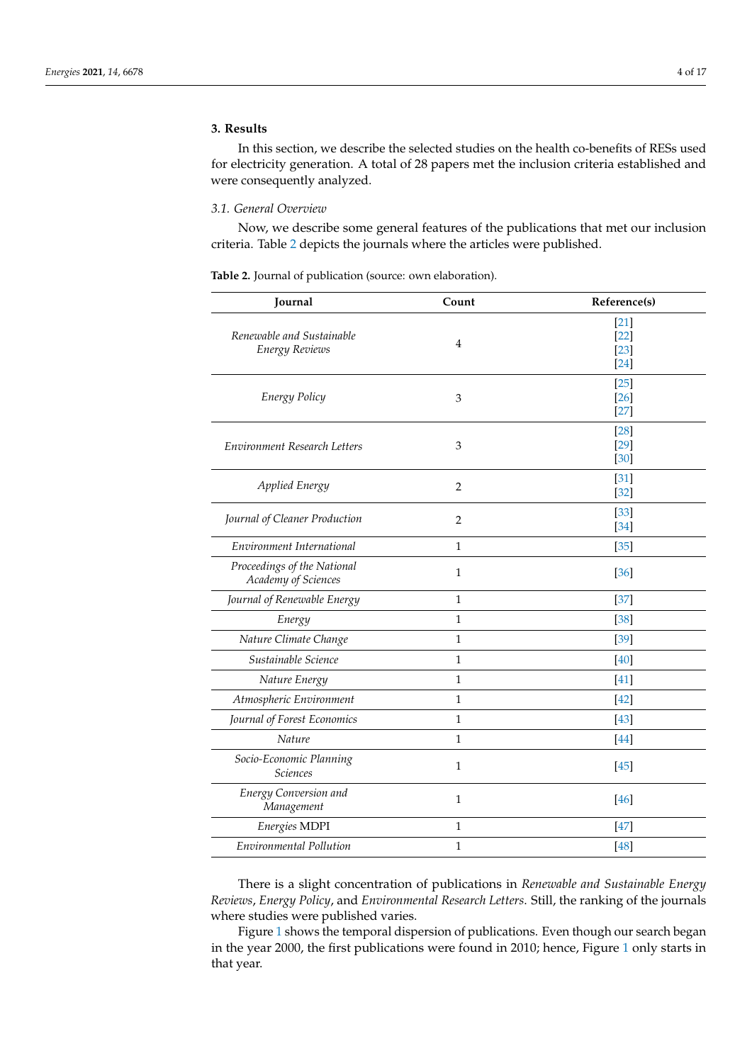## 3. Results

In this section, we describe the selected studies on the health co-benefits of RESs used for electricity generation. A total of 28 papers met the inclusion criteria established and were consequently analyzed.

### 3.1. General Overview

Now, we describe some general features of the publications that met our inclusion criteria. Table 2 depicts the journals where the articles were published.

**Table 2.** Journal of publication (source: own elaboration).

| Journal | Count | Reference(s) |
|---|---|---|
| *Renewable and Sustainable Energy Reviews* | 4 | [21] [22] [23] [24] |
| *Energy Policy* | 3 | [25] [26] [27] |
| *Environment Research Letters* | 3 | [28] [29] [30] |
| *Applied Energy* | 2 | [31] [32] |
| *Journal of Cleaner Production* | 2 | [33] [34] |
| *Environment International* | 1 | [35] |
| *Proceedings of the National Academy of Sciences* | 1 | [36] |
| *Journal of Renewable Energy* | 1 | [37] |
| *Energy* | 1 | [38] |
| *Nature Climate Change* | 1 | [39] |
| *Sustainable Science* | 1 | [40] |
| *Nature Energy* | 1 | [41] |
| *Atmospheric Environment* | 1 | [42] |
| *Journal of Forest Economics* | 1 | [43] |
| *Nature* | 1 | [44] |
| *Socio-Economic Planning Sciences* | 1 | [45] |
| *Energy Conversion and Management* | 1 | [46] |
| *Energies* MDPI | 1 | [47] |
| *Environmental Pollution* | 1 | [48] |

There is a slight concentration of publications in *Renewable and Sustainable Energy Reviews*, *Energy Policy*, and *Environmental Research Letters*. Still, the ranking of the journals where studies were published varies.

Figure 1 shows the temporal dispersion of publications. Even though our search began in the year 2000, the first publications were found in 2010; hence, Figure 1 only starts in that year.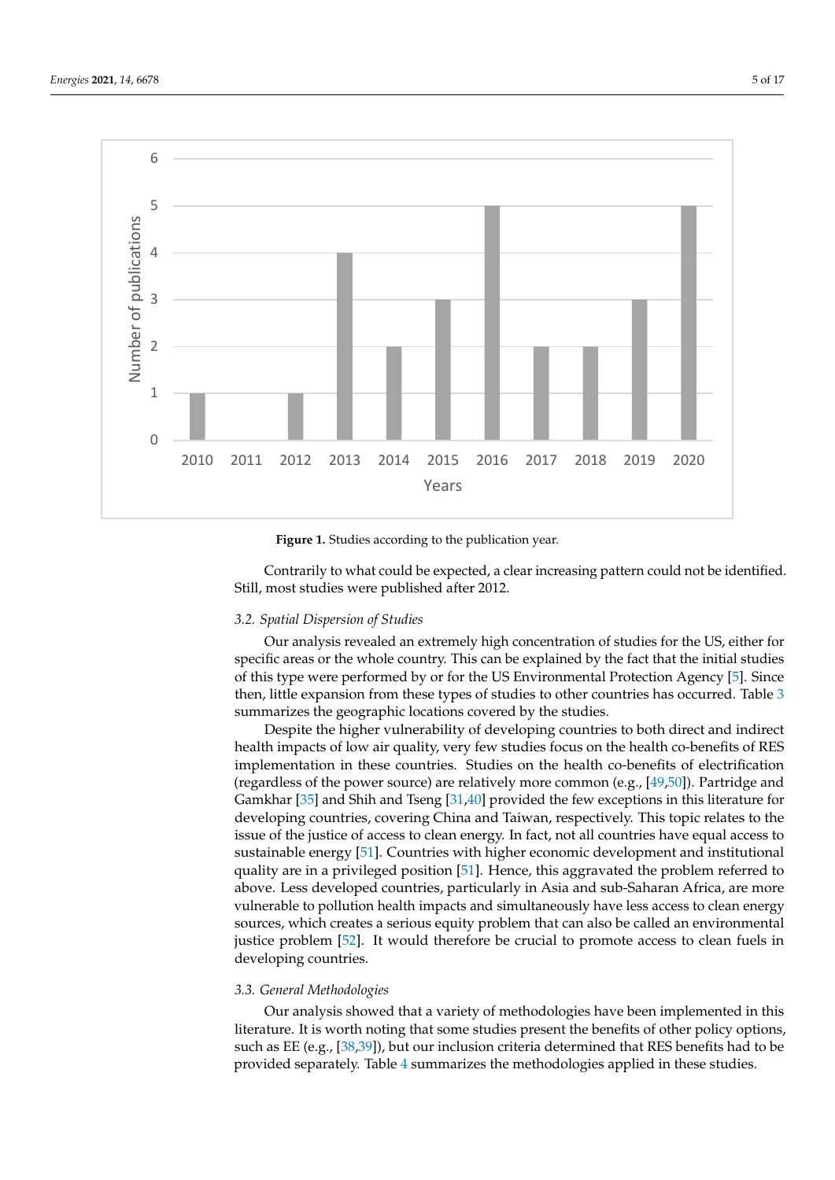**Figure 1.** Studies according to the publication year.

Contrarily to what could be expected, a clear increasing pattern could not be identified. Still, most studies were published after 2012.

### 3.2. Spatial Dispersion of Studies

Our analysis revealed an extremely high concentration of studies for the US, either for specific areas or the whole country. This can be explained by the fact that the initial studies of this type were performed by or for the US Environmental Protection Agency [5]. Since then, little expansion from these types of studies to other countries has occurred. Table 3 summarizes the geographic locations covered by the studies.

Despite the higher vulnerability of developing countries to both direct and indirect health impacts of low air quality, very few studies focus on the health co-benefits of RES implementation in these countries. Studies on the health co-benefits of electrification (regardless of the power source) are relatively more common (e.g., [49,50]). Partridge and Gamkhar [35] and Shih and Tseng [31,40] provided the few exceptions in this literature for developing countries, covering China and Taiwan, respectively. This topic relates to the issue of the justice of access to clean energy. In fact, not all countries have equal access to sustainable energy [51]. Countries with higher economic development and institutional quality are in a privileged position [51]. Hence, this aggravated the problem referred to above. Less developed countries, particularly in Asia and sub-Saharan Africa, are more vulnerable to pollution health impacts and simultaneously have less access to clean energy sources, which creates a serious equity problem that can also be called an environmental justice problem [52]. It would therefore be crucial to promote access to clean fuels in developing countries.

### 3.3. General Methodologies

Our analysis showed that a variety of methodologies have been implemented in this literature. It is worth noting that some studies present the benefits of other policy options, such as EE (e.g., [38,39]), but our inclusion criteria determined that RES benefits had to be provided separately. Table 4 summarizes the methodologies applied in these studies.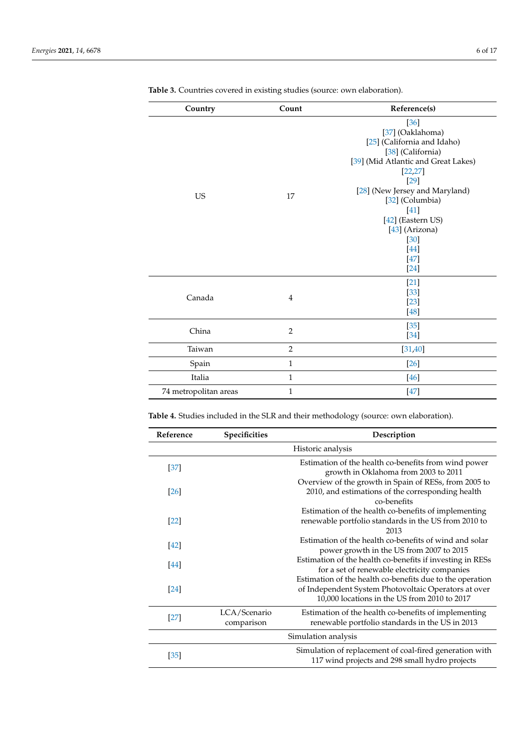**Table 3.** Countries covered in existing studies (source: own elaboration).

| Country | Count | Reference(s) |
|---|---|---|
| US | 17 | [36]<br>[37] (Oaklahoma)<br>[25] (California and Idaho)<br>[38] (California)<br>[39] (Mid Atlantic and Great Lakes)<br>[22,27]<br>[29]<br>[28] (New Jersey and Maryland)<br>[32] (Columbia)<br>[41]<br>[42] (Eastern US)<br>[43] (Arizona)<br>[30]<br>[44]<br>[47]<br>[24] |
| Canada | 4 | [21]<br>[33]<br>[23]<br>[48] |
| China | 2 | [35]<br>[34] |
| Taiwan | 2 | [31,40] |
| Spain | 1 | [26] |
| Italia | 1 | [46] |
| 74 metropolitan areas | 1 | [47] |

**Table 4.** Studies included in the SLR and their methodology (source: own elaboration).

| Reference | Specificities | Description |
|---|---|---|
| | | Historic analysis |
| [37] | | Estimation of the health co-benefits from wind power growth in Oklahoma from 2003 to 2011 |
| [26] | | Overview of the growth in Spain of RESs, from 2005 to 2010, and estimations of the corresponding health co-benefits |
| [22] | | Estimation of the health co-benefits of implementing renewable portfolio standards in the US from 2010 to 2013 |
| [42] | | Estimation of the health co-benefits of wind and solar power growth in the US from 2007 to 2015 |
| [44] | | Estimation of the health co-benefits if investing in RESs for a set of renewable electricity companies |
| [24] | | Estimation of the health co-benefits due to the operation of Independent System Photovoltaic Operators at over 10,000 locations in the US from 2010 to 2017 |
| [27] | LCA/Scenario comparison | Estimation of the health co-benefits of implementing renewable portfolio standards in the US in 2013 |
| | | Simulation analysis |
| [35] | | Simulation of replacement of coal-fired generation with 117 wind projects and 298 small hydro projects |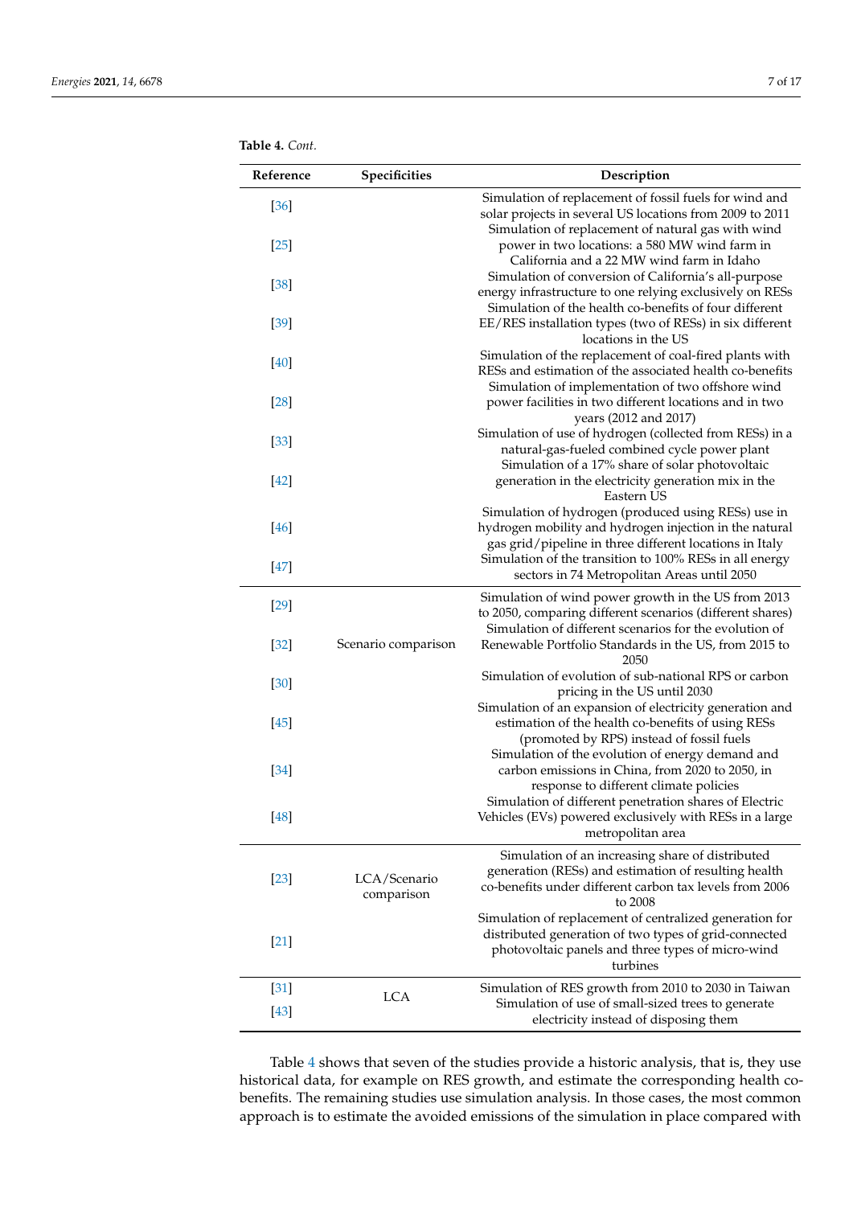**Table 4.** *Cont.*

| Reference | Specificities | Description |
|---|---|---|
| [36] | | Simulation of replacement of fossil fuels for wind and solar projects in several US locations from 2009 to 2011 |
| [25] | | Simulation of replacement of natural gas with wind power in two locations: a 580 MW wind farm in California and a 22 MW wind farm in Idaho |
| [38] | | Simulation of conversion of California's all-purpose energy infrastructure to one relying exclusively on RESs |
| [39] | | Simulation of the health co-benefits of four different EE/RES installation types (two of RESs) in six different locations in the US |
| [40] | | Simulation of the replacement of coal-fired plants with RESs and estimation of the associated health co-benefits |
| [28] | | Simulation of implementation of two offshore wind power facilities in two different locations and in two years (2012 and 2017) |
| [33] | | Simulation of use of hydrogen (collected from RESs) in a natural-gas-fueled combined cycle power plant |
| [42] | | Simulation of a 17% share of solar photovoltaic generation in the electricity generation mix in the Eastern US |
| [46] | | Simulation of hydrogen (produced using RESs) use in hydrogen mobility and hydrogen injection in the natural gas grid/pipeline in three different locations in Italy |
| [47] | | Simulation of the transition to 100% RESs in all energy sectors in 74 Metropolitan Areas until 2050 |
| [29] | Scenario comparison | Simulation of wind power growth in the US from 2013 to 2050, comparing different scenarios (different shares) |
| [32] | | Simulation of different scenarios for the evolution of Renewable Portfolio Standards in the US, from 2015 to 2050 |
| [30] | | Simulation of evolution of sub-national RPS or carbon pricing in the US until 2030 |
| [45] | | Simulation of an expansion of electricity generation and estimation of the health co-benefits of using RESs (promoted by RPS) instead of fossil fuels |
| [34] | | Simulation of the evolution of energy demand and carbon emissions in China, from 2020 to 2050, in response to different climate policies |
| [48] | | Simulation of different penetration shares of Electric Vehicles (EVs) powered exclusively with RESs in a large metropolitan area |
| [23] | LCA/Scenario comparison | Simulation of an increasing share of distributed generation (RESs) and estimation of resulting health co-benefits under different carbon tax levels from 2006 to 2008 |
| [21] | | Simulation of replacement of centralized generation for distributed generation of two types of grid-connected photovoltaic panels and three types of micro-wind turbines |
| [31] | LCA | Simulation of RES growth from 2010 to 2030 in Taiwan |
| [43] | | Simulation of use of small-sized trees to generate electricity instead of disposing them |

Table 4 shows that seven of the studies provide a historic analysis, that is, they use historical data, for example on RES growth, and estimate the corresponding health co-benefits. The remaining studies use simulation analysis. In those cases, the most common approach is to estimate the avoided emissions of the simulation in place compared with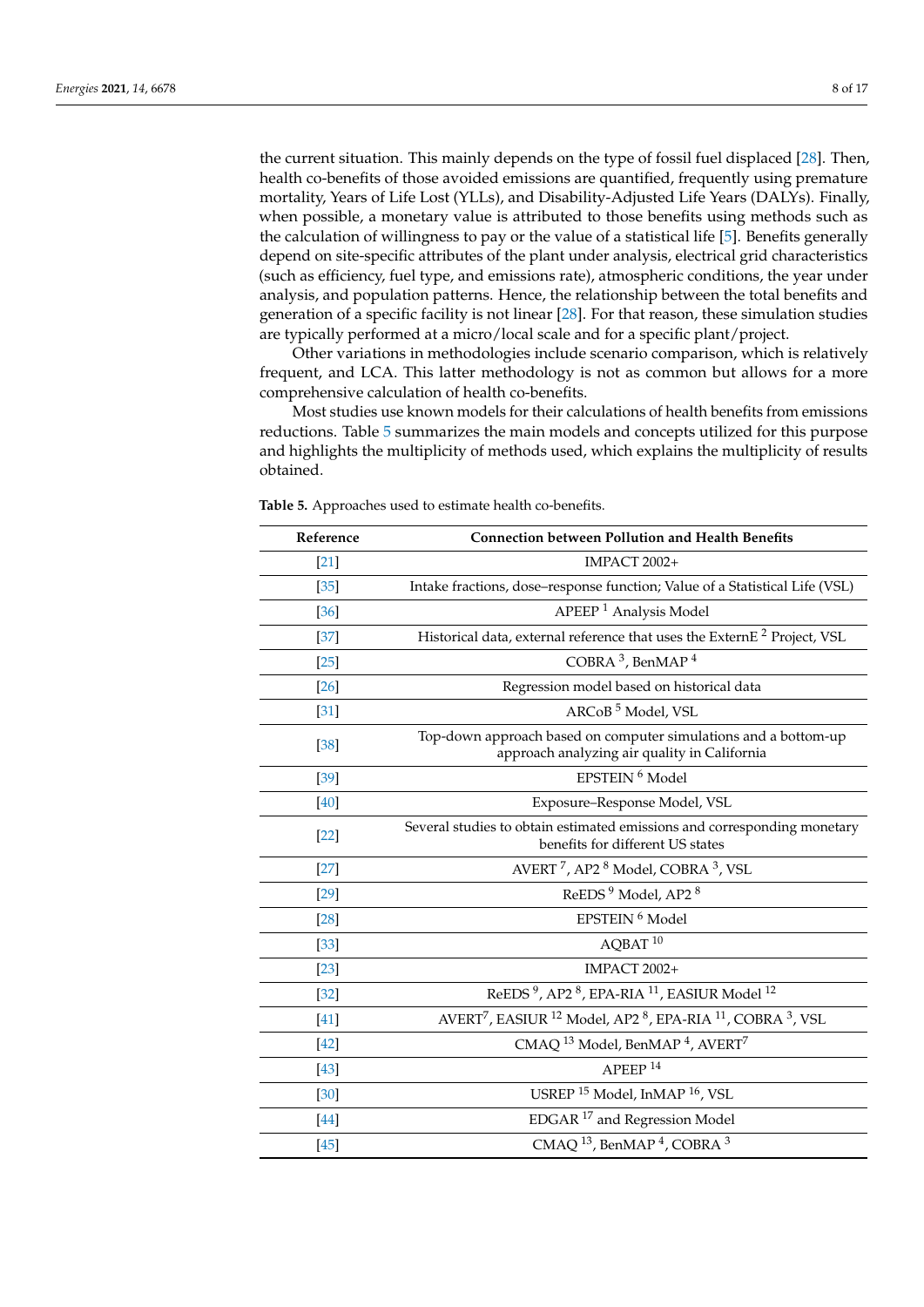the current situation. This mainly depends on the type of fossil fuel displaced [28]. Then, health co-benefits of those avoided emissions are quantified, frequently using premature mortality, Years of Life Lost (YLLs), and Disability-Adjusted Life Years (DALYs). Finally, when possible, a monetary value is attributed to those benefits using methods such as the calculation of willingness to pay or the value of a statistical life [5]. Benefits generally depend on site-specific attributes of the plant under analysis, electrical grid characteristics (such as efficiency, fuel type, and emissions rate), atmospheric conditions, the year under analysis, and population patterns. Hence, the relationship between the total benefits and generation of a specific facility is not linear [28]. For that reason, these simulation studies are typically performed at a micro/local scale and for a specific plant/project.

Other variations in methodologies include scenario comparison, which is relatively frequent, and LCA. This latter methodology is not as common but allows for a more comprehensive calculation of health co-benefits.

Most studies use known models for their calculations of health benefits from emissions reductions. Table 5 summarizes the main models and concepts utilized for this purpose and highlights the multiplicity of methods used, which explains the multiplicity of results obtained.

**Table 5.** Approaches used to estimate health co-benefits.

| Reference | Connection between Pollution and Health Benefits |
|---|---|
| [21] | IMPACT 2002+ |
| [35] | Intake fractions, dose–response function; Value of a Statistical Life (VSL) |
| [36] | APEEP [1] Analysis Model |
| [37] | Historical data, external reference that uses the ExternE [2] Project, VSL |
| [25] | COBRA [3], BenMAP [4] |
| [26] | Regression model based on historical data |
| [31] | ARCoB [5] Model, VSL |
| [38] | Top-down approach based on computer simulations and a bottom-up approach analyzing air quality in California |
| [39] | EPSTEIN [6] Model |
| [40] | Exposure–Response Model, VSL |
| [22] | Several studies to obtain estimated emissions and corresponding monetary benefits for different US states |
| [27] | AVERT [7], AP2 [8] Model, COBRA [3], VSL |
| [29] | ReEDS [9] Model, AP2 [8] |
| [28] | EPSTEIN [6] Model |
| [33] | AQBAT [10] |
| [23] | IMPACT 2002+ |
| [32] | ReEDS [9], AP2 [8], EPA-RIA [11], EASIUR Model [12] |
| [41] | AVERT[7], EASIUR [12] Model, AP2 [8], EPA-RIA [11], COBRA [3], VSL |
| [42] | CMAQ [13] Model, BenMAP [4], AVERT[7] |
| [43] | APEEP [14] |
| [30] | USREP [15] Model, InMAP [16], VSL |
| [44] | EDGAR [17] and Regression Model |
| [45] | CMAQ [13], BenMAP [4], COBRA [3] |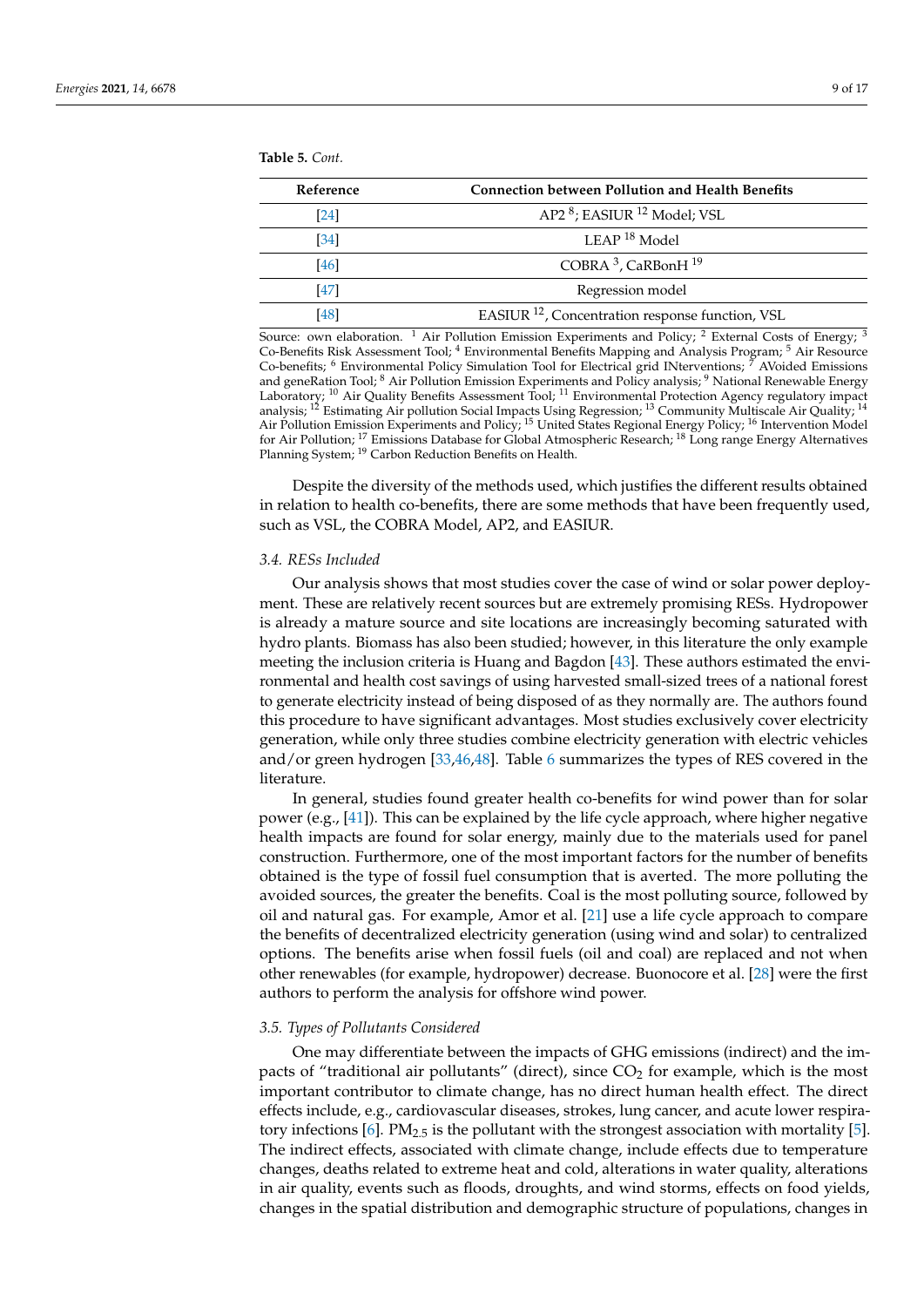**Table 5.** *Cont.*

| Reference | Connection between Pollution and Health Benefits |
|---|---|
| [24] | AP2 [8]; EASIUR [12] Model; VSL |
| [34] | LEAP [18] Model |
| [46] | COBRA [3], CaRBonH [19] |
| [47] | Regression model |
| [48] | EASIUR [12], Concentration response function, VSL |

Source: own elaboration. [1] Air Pollution Emission Experiments and Policy; [2] External Costs of Energy; [3] Co-Benefits Risk Assessment Tool; [4] Environmental Benefits Mapping and Analysis Program; [5] Air Resource Co-benefits; [6] Environmental Policy Simulation Tool for Electrical grid INterventions; [7] AVoided Emissions and geneRation Tool; [8] Air Pollution Emission Experiments and Policy analysis; [9] National Renewable Energy Laboratory; [10] Air Quality Benefits Assessment Tool; [11] Environmental Protection Agency regulatory impact analysis; [12] Estimating Air pollution Social Impacts Using Regression; [13] Community Multiscale Air Quality; [14] Air Pollution Emission Experiments and Policy; [15] United States Regional Energy Policy; [16] Intervention Model for Air Pollution; [17] Emissions Database for Global Atmospheric Research; [18] Long range Energy Alternatives Planning System; [19] Carbon Reduction Benefits on Health.

Despite the diversity of the methods used, which justifies the different results obtained in relation to health co-benefits, there are some methods that have been frequently used, such as VSL, the COBRA Model, AP2, and EASIUR.

### 3.4. RESs Included

Our analysis shows that most studies cover the case of wind or solar power deployment. These are relatively recent sources but are extremely promising RESs. Hydropower is already a mature source and site locations are increasingly becoming saturated with hydro plants. Biomass has also been studied; however, in this literature the only example meeting the inclusion criteria is Huang and Bagdon [43]. These authors estimated the environmental and health cost savings of using harvested small-sized trees of a national forest to generate electricity instead of being disposed of as they normally are. The authors found this procedure to have significant advantages. Most studies exclusively cover electricity generation, while only three studies combine electricity generation with electric vehicles and/or green hydrogen [33,46,48]. Table 6 summarizes the types of RES covered in the literature.

In general, studies found greater health co-benefits for wind power than for solar power (e.g., [41]). This can be explained by the life cycle approach, where higher negative health impacts are found for solar energy, mainly due to the materials used for panel construction. Furthermore, one of the most important factors for the number of benefits obtained is the type of fossil fuel consumption that is averted. The more polluting the avoided sources, the greater the benefits. Coal is the most polluting source, followed by oil and natural gas. For example, Amor et al. [21] use a life cycle approach to compare the benefits of decentralized electricity generation (using wind and solar) to centralized options. The benefits arise when fossil fuels (oil and coal) are replaced and not when other renewables (for example, hydropower) decrease. Buonocore et al. [28] were the first authors to perform the analysis for offshore wind power.

### 3.5. Types of Pollutants Considered

One may differentiate between the impacts of GHG emissions (indirect) and the impacts of "traditional air pollutants" (direct), since $CO_2$ for example, which is the most important contributor to climate change, has no direct human health effect. The direct effects include, e.g., cardiovascular diseases, strokes, lung cancer, and acute lower respiratory infections [6]. $PM_{2.5}$ is the pollutant with the strongest association with mortality [5]. The indirect effects, associated with climate change, include effects due to temperature changes, deaths related to extreme heat and cold, alterations in water quality, alterations in air quality, events such as floods, droughts, and wind storms, effects on food yields, changes in the spatial distribution and demographic structure of populations, changes in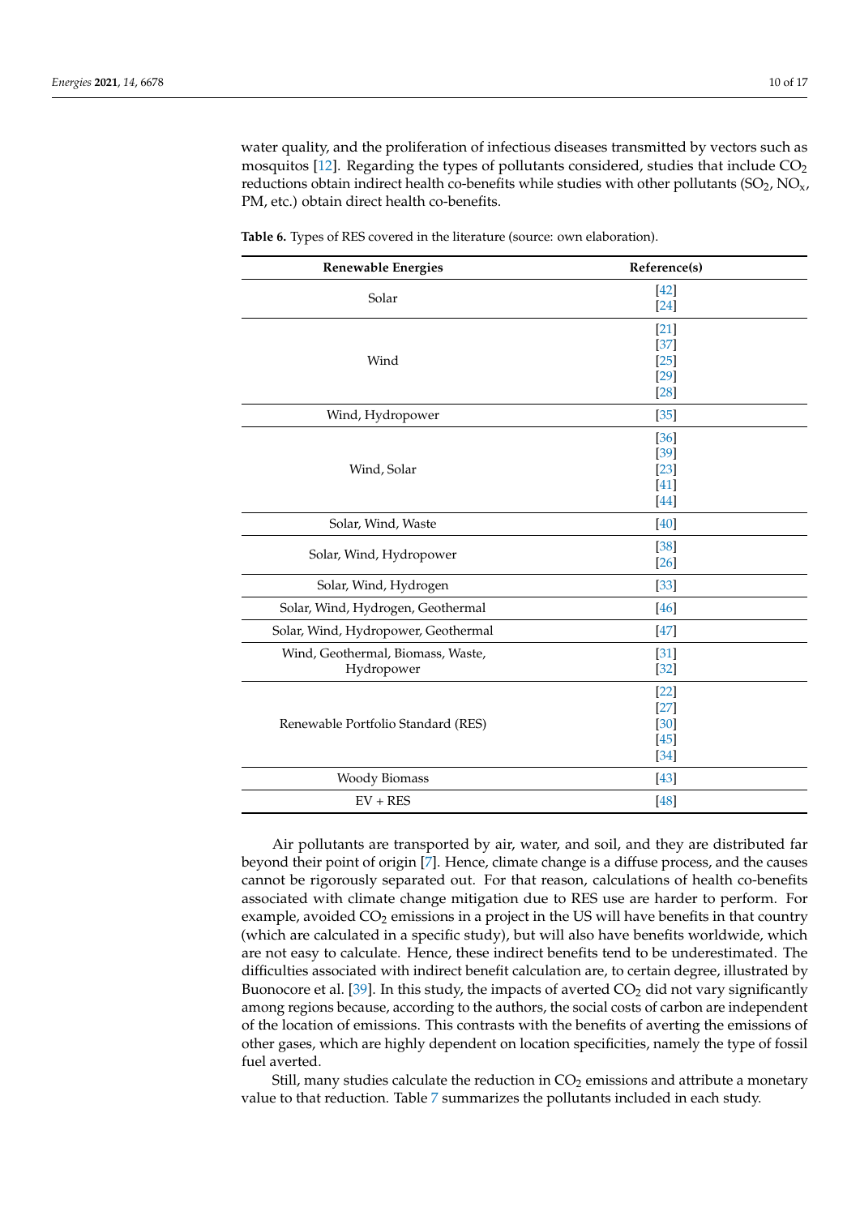water quality, and the proliferation of infectious diseases transmitted by vectors such as mosquitos [12]. Regarding the types of pollutants considered, studies that include $CO_2$ reductions obtain indirect health co-benefits while studies with other pollutants ($SO_2$, $NO_x$, PM, etc.) obtain direct health co-benefits.

**Table 6.** Types of RES covered in the literature (source: own elaboration).

| Renewable Energies | Reference(s) |
|---|---|
| Solar | [42]<br>[24] |
| Wind | [21]<br>[37]<br>[25]<br>[29]<br>[28] |
| Wind, Hydropower | [35] |
| Wind, Solar | [36]<br>[39]<br>[23]<br>[41]<br>[44] |
| Solar, Wind, Waste | [40] |
| Solar, Wind, Hydropower | [38]<br>[26] |
| Solar, Wind, Hydrogen | [33] |
| Solar, Wind, Hydrogen, Geothermal | [46] |
| Solar, Wind, Hydropower, Geothermal | [47] |
| Wind, Geothermal, Biomass, Waste, Hydropower | [31]<br>[32] |
| Renewable Portfolio Standard (RES) | [22]<br>[27]<br>[30]<br>[45]<br>[34] |
| Woody Biomass | [43] |
| EV + RES | [48] |

Air pollutants are transported by air, water, and soil, and they are distributed far beyond their point of origin [7]. Hence, climate change is a diffuse process, and the causes cannot be rigorously separated out. For that reason, calculations of health co-benefits associated with climate change mitigation due to RES use are harder to perform. For example, avoided $CO_2$ emissions in a project in the US will have benefits in that country (which are calculated in a specific study), but will also have benefits worldwide, which are not easy to calculate. Hence, these indirect benefits tend to be underestimated. The difficulties associated with indirect benefit calculation are, to certain degree, illustrated by Buonocore et al. [39]. In this study, the impacts of averted $CO_2$ did not vary significantly among regions because, according to the authors, the social costs of carbon are independent of the location of emissions. This contrasts with the benefits of averting the emissions of other gases, which are highly dependent on location specificities, namely the type of fossil fuel averted.

Still, many studies calculate the reduction in $CO_2$ emissions and attribute a monetary value to that reduction. Table 7 summarizes the pollutants included in each study.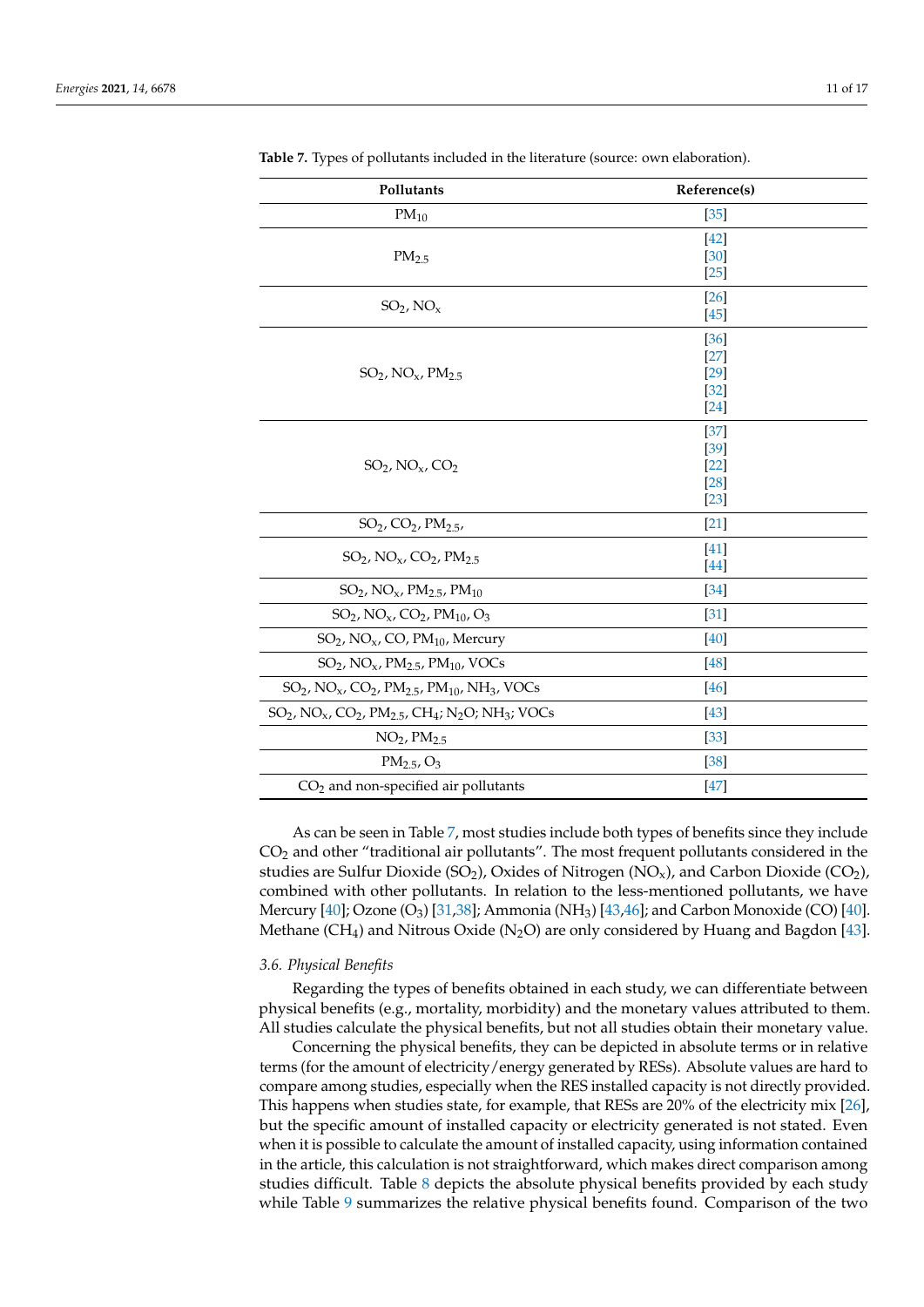**Table 7.** Types of pollutants included in the literature (source: own elaboration).

| Pollutants | Reference(s) |
| --- | --- |
| $PM_{10}$ | [35] |
| $PM_{2.5}$ | [42]<br>[30]<br>[25] |
| $SO_2$, $NO_x$ | [26]<br>[45] |
| $SO_2$, $NO_x$, $PM_{2.5}$ | [36]<br>[27]<br>[29]<br>[32]<br>[24] |
| $SO_2$, $NO_x$, $CO_2$ | [37]<br>[39]<br>[22]<br>[28]<br>[23] |
| $SO_2$, $CO_2$, $PM_{2.5}$, | [21] |
| $SO_2$, $NO_x$, $CO_2$, $PM_{2.5}$ | [41]<br>[44] |
| $SO_2$, $NO_x$, $PM_{2.5}$, $PM_{10}$ | [34] |
| $SO_2$, $NO_x$, $CO_2$, $PM_{10}$, $O_3$ | [31] |
| $SO_2$, $NO_x$, CO, $PM_{10}$, Mercury | [40] |
| $SO_2$, $NO_x$, $PM_{2.5}$, $PM_{10}$, VOCs | [48] |
| $SO_2$, $NO_x$, $CO_2$, $PM_{2.5}$, $PM_{10}$, $NH_3$, VOCs | [46] |
| $SO_2$, $NO_x$, $CO_2$, $PM_{2.5}$, $CH_4$; $N_2O$; $NH_3$; VOCs | [43] |
| $NO_2$, $PM_{2.5}$ | [33] |
| $PM_{2.5}$, $O_3$ | [38] |
| $CO_2$ and non-specified air pollutants | [47] |

As can be seen in Table 7, most studies include both types of benefits since they include $CO_2$ and other "traditional air pollutants". The most frequent pollutants considered in the studies are Sulfur Dioxide ($SO_2$), Oxides of Nitrogen ($NO_x$), and Carbon Dioxide ($CO_2$), combined with other pollutants. In relation to the less-mentioned pollutants, we have Mercury [40]; Ozone ($O_3$) [31,38]; Ammonia ($NH_3$) [43,46]; and Carbon Monoxide (CO) [40]. Methane ($CH_4$) and Nitrous Oxide ($N_2O$) are only considered by Huang and Bagdon [43].

### 3.6. Physical Benefits

Regarding the types of benefits obtained in each study, we can differentiate between physical benefits (e.g., mortality, morbidity) and the monetary values attributed to them. All studies calculate the physical benefits, but not all studies obtain their monetary value.

Concerning the physical benefits, they can be depicted in absolute terms or in relative terms (for the amount of electricity/energy generated by RESs). Absolute values are hard to compare among studies, especially when the RES installed capacity is not directly provided. This happens when studies state, for example, that RESs are 20% of the electricity mix [26], but the specific amount of installed capacity or electricity generated is not stated. Even when it is possible to calculate the amount of installed capacity, using information contained in the article, this calculation is not straightforward, which makes direct comparison among studies difficult. Table 8 depicts the absolute physical benefits provided by each study while Table 9 summarizes the relative physical benefits found. Comparison of the two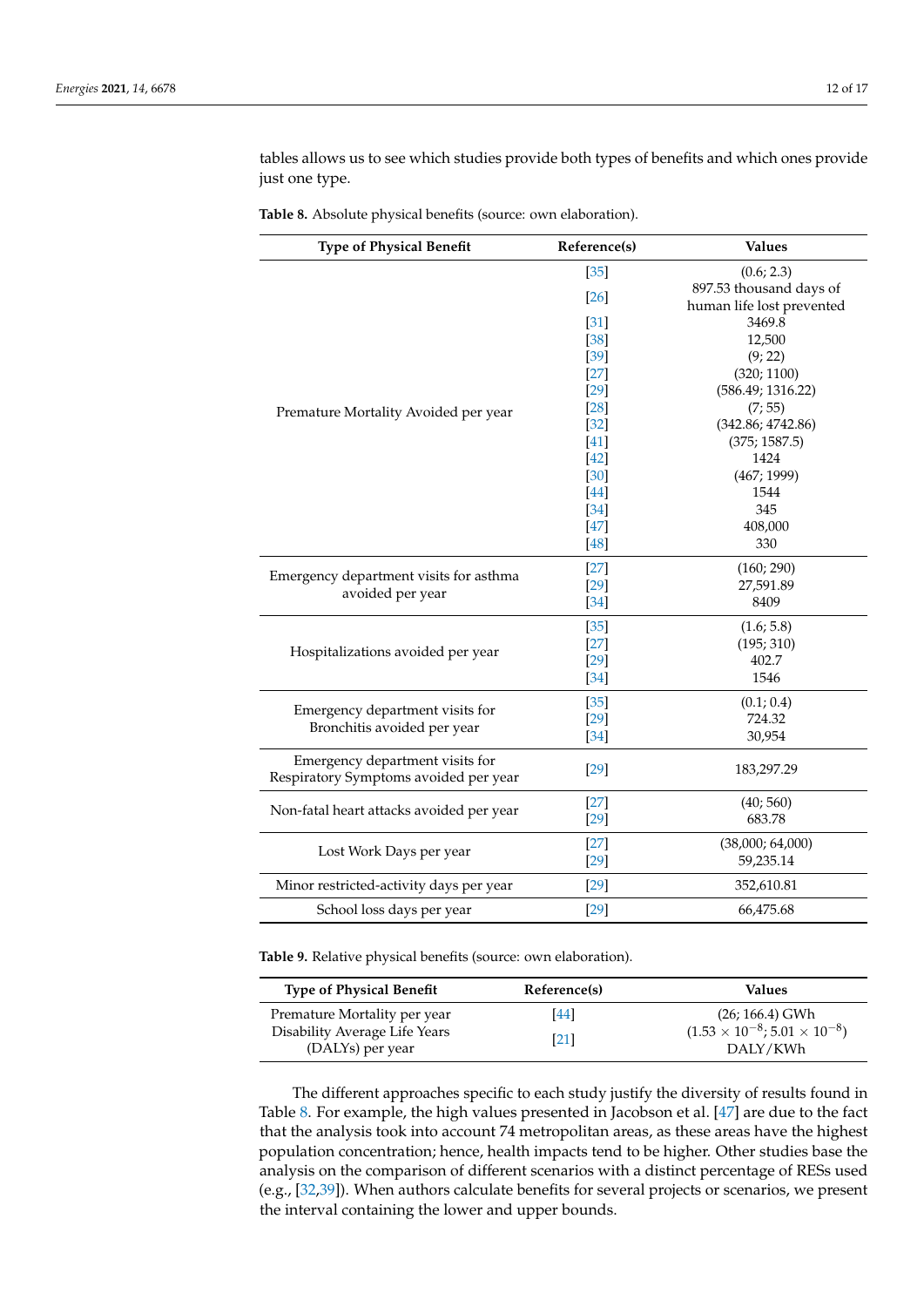tables allows us to see which studies provide both types of benefits and which ones provide just one type.

**Table 8.** Absolute physical benefits (source: own elaboration).

| Type of Physical Benefit | Reference(s) | Values |
|---|---|---|
| Premature Mortality Avoided per year | [35] | (0.6; 2.3) |
| | [26] | 897.53 thousand days of human life lost prevented |
| | [31] | 3469.8 |
| | [38] | 12,500 |
| | [39] | (9; 22) |
| | [27] | (320; 1100) |
| | [29] | (586.49; 1316.22) |
| | [28] | (7; 55) |
| | [32] | (342.86; 4742.86) |
| | [41] | (375; 1587.5) |
| | [42] | 1424 |
| | [30] | (467; 1999) |
| | [44] | 1544 |
| | [34] | 345 |
| | [47] | 408,000 |
| | [48] | 330 |
| Emergency department visits for asthma avoided per year | [27] | (160; 290) |
| | [29] | 27,591.89 |
| | [34] | 8409 |
| Hospitalizations avoided per year | [35] | (1.6; 5.8) |
| | [27] | (195; 310) |
| | [29] | 402.7 |
| | [34] | 1546 |
| Emergency department visits for Bronchitis avoided per year | [35] | (0.1; 0.4) |
| | [29] | 724.32 |
| | [34] | 30,954 |
| Emergency department visits for Respiratory Symptoms avoided per year | [29] | 183,297.29 |
| Non-fatal heart attacks avoided per year | [27] | (40; 560) |
| | [29] | 683.78 |
| Lost Work Days per year | [27] | (38,000; 64,000) |
| | [29] | 59,235.14 |
| Minor restricted-activity days per year | [29] | 352,610.81 |
| School loss days per year | [29] | 66,475.68 |

**Table 9.** Relative physical benefits (source: own elaboration).

| Type of Physical Benefit | Reference(s) | Values |
|---|---|---|
| Premature Mortality per year | [44] | (26; 166.4) GWh |
| Disability Average Life Years (DALYs) per year | [21] | $(1.53 \times 10^{-8}; 5.01 \times 10^{-8})$ DALY/KWh |

The different approaches specific to each study justify the diversity of results found in Table 8. For example, the high values presented in Jacobson et al. [47] are due to the fact that the analysis took into account 74 metropolitan areas, as these areas have the highest population concentration; hence, health impacts tend to be higher. Other studies base the analysis on the comparison of different scenarios with a distinct percentage of RESs used (e.g., [32,39]). When authors calculate benefits for several projects or scenarios, we present the interval containing the lower and upper bounds.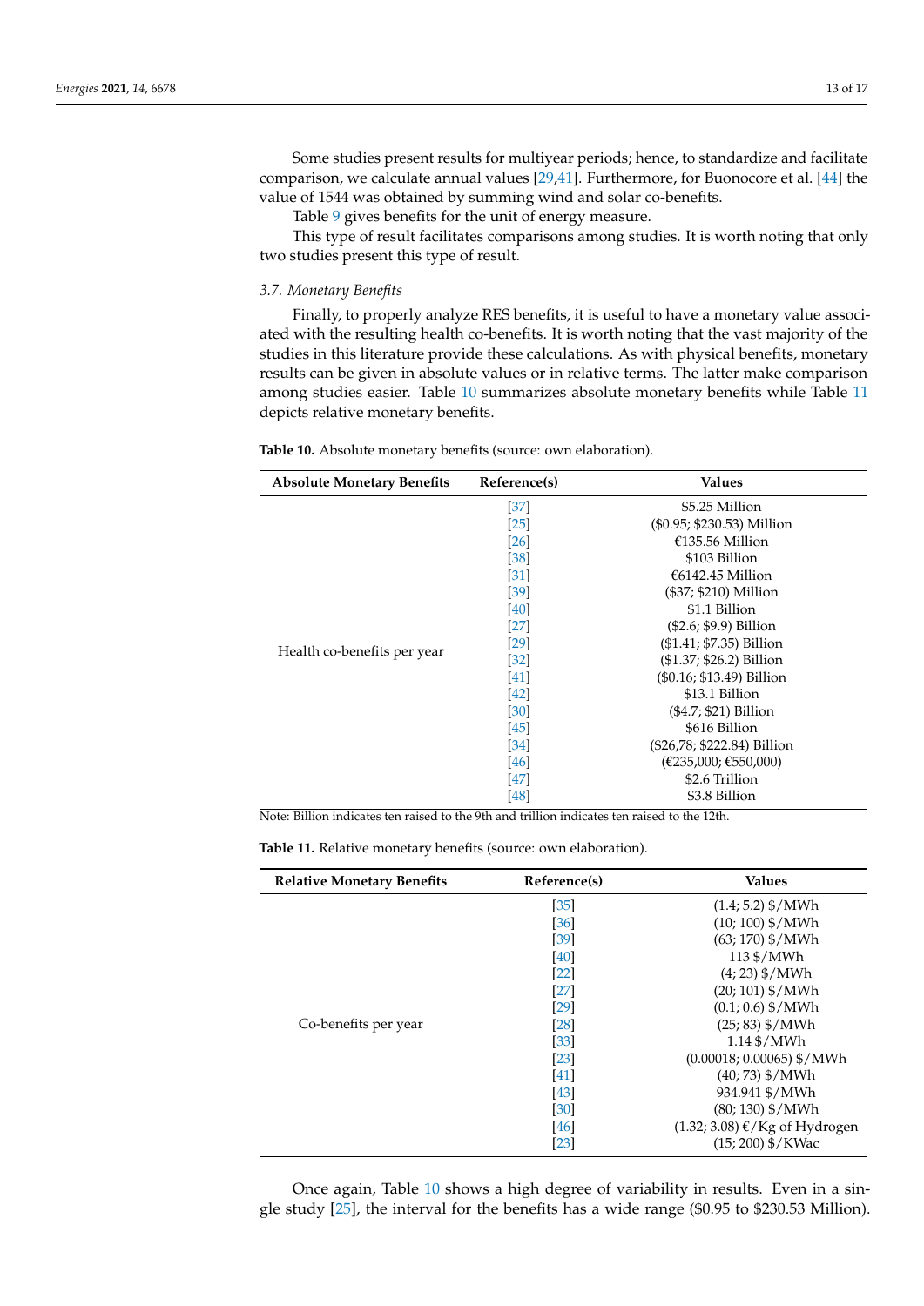Some studies present results for multiyear periods; hence, to standardize and facilitate comparison, we calculate annual values [29,41]. Furthermore, for Buonocore et al. [44] the value of 1544 was obtained by summing wind and solar co-benefits.

Table 9 gives benefits for the unit of energy measure.

This type of result facilitates comparisons among studies. It is worth noting that only two studies present this type of result.

### 3.7. Monetary Benefits

Finally, to properly analyze RES benefits, it is useful to have a monetary value associated with the resulting health co-benefits. It is worth noting that the vast majority of the studies in this literature provide these calculations. As with physical benefits, monetary results can be given in absolute values or in relative terms. The latter make comparison among studies easier. Table 10 summarizes absolute monetary benefits while Table 11 depicts relative monetary benefits.

**Table 10.** Absolute monetary benefits (source: own elaboration).

| Absolute Monetary Benefits | Reference(s) | Values |
|---|---|---|
| Health co-benefits per year | [37] | $5.25 Million |
| | [25] | ($0.95; $230.53) Million |
| | [26] | €135.56 Million |
| | [38] | $103 Billion |
| | [31] | €6142.45 Million |
| | [39] | ($37; $210) Million |
| | [40] | $1.1 Billion |
| | [27] | ($2.6; $9.9) Billion |
| | [29] | ($1.41; $7.35) Billion |
| | [32] | ($1.37; $26.2) Billion |
| | [41] | ($0.16; $13.49) Billion |
| | [42] | $13.1 Billion |
| | [30] | ($4.7; $21) Billion |
| | [45] | $616 Billion |
| | [34] | ($26,78; $222.84) Billion |
| | [46] | (€235,000; €550,000) |
| | [47] | $2.6 Trillion |
| | [48] | $3.8 Billion |

Note: Billion indicates ten raised to the 9th and trillion indicates ten raised to the 12th.

**Table 11.** Relative monetary benefits (source: own elaboration).

| Relative Monetary Benefits | Reference(s) | Values |
|---|---|---|
| Co-benefits per year | [35] | (1.4; 5.2) $/MWh |
| | [36] | (10; 100) $/MWh |
| | [39] | (63; 170) $/MWh |
| | [40] | 113 $/MWh |
| | [22] | (4; 23) $/MWh |
| | [27] | (20; 101) $/MWh |
| | [29] | (0.1; 0.6) $/MWh |
| | [28] | (25; 83) $/MWh |
| | [33] | 1.14 $/MWh |
| | [23] | (0.00018; 0.00065) $/MWh |
| | [41] | (40; 73) $/MWh |
| | [43] | 934.941 $/MWh |
| | [30] | (80; 130) $/MWh |
| | [46] | (1.32; 3.08) €/Kg of Hydrogen |
| | [23] | (15; 200) $/KWac |

Once again, Table 10 shows a high degree of variability in results. Even in a single study [25], the interval for the benefits has a wide range ($0.95 to $230.53 Million).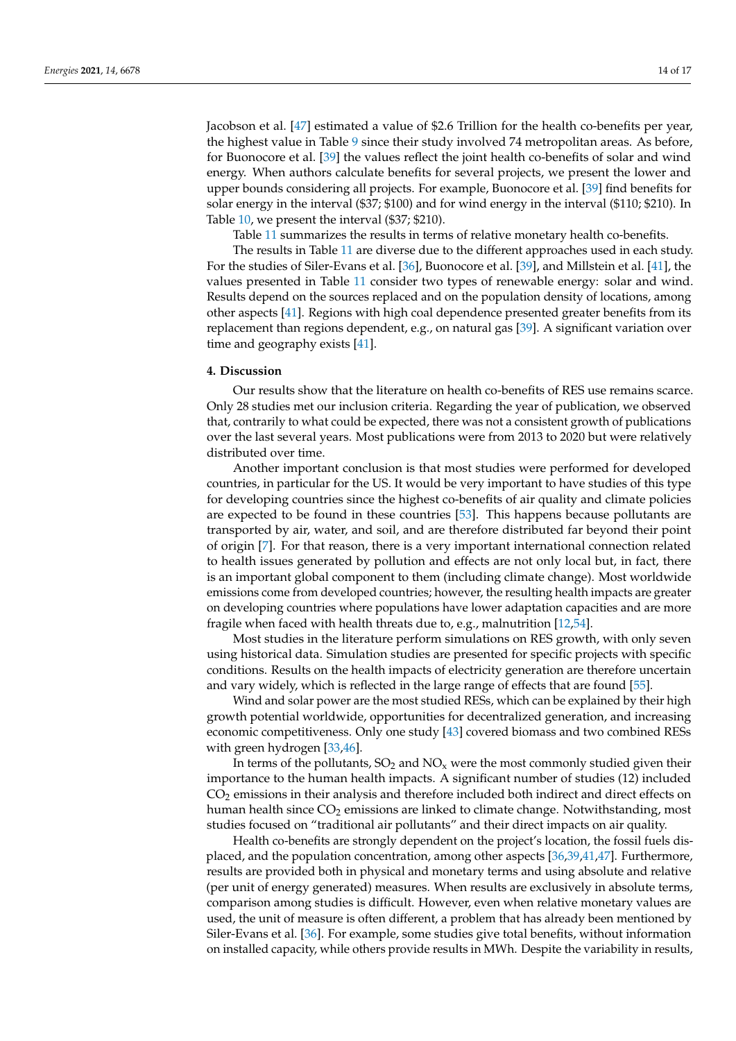Jacobson et al. [47] estimated a value of $2.6 Trillion for the health co-benefits per year, the highest value in Table 9 since their study involved 74 metropolitan areas. As before, for Buonocore et al. [39] the values reflect the joint health co-benefits of solar and wind energy. When authors calculate benefits for several projects, we present the lower and upper bounds considering all projects. For example, Buonocore et al. [39] find benefits for solar energy in the interval ($37; $100) and for wind energy in the interval ($110; $210). In Table 10, we present the interval ($37; $210).

Table 11 summarizes the results in terms of relative monetary health co-benefits.

The results in Table 11 are diverse due to the different approaches used in each study. For the studies of Siler-Evans et al. [36], Buonocore et al. [39], and Millstein et al. [41], the values presented in Table 11 consider two types of renewable energy: solar and wind. Results depend on the sources replaced and on the population density of locations, among other aspects [41]. Regions with high coal dependence presented greater benefits from its replacement than regions dependent, e.g., on natural gas [39]. A significant variation over time and geography exists [41].

## 4. Discussion

Our results show that the literature on health co-benefits of RES use remains scarce. Only 28 studies met our inclusion criteria. Regarding the year of publication, we observed that, contrarily to what could be expected, there was not a consistent growth of publications over the last several years. Most publications were from 2013 to 2020 but were relatively distributed over time.

Another important conclusion is that most studies were performed for developed countries, in particular for the US. It would be very important to have studies of this type for developing countries since the highest co-benefits of air quality and climate policies are expected to be found in these countries [53]. This happens because pollutants are transported by air, water, and soil, and are therefore distributed far beyond their point of origin [7]. For that reason, there is a very important international connection related to health issues generated by pollution and effects are not only local but, in fact, there is an important global component to them (including climate change). Most worldwide emissions come from developed countries; however, the resulting health impacts are greater on developing countries where populations have lower adaptation capacities and are more fragile when faced with health threats due to, e.g., malnutrition [12,54].

Most studies in the literature perform simulations on RES growth, with only seven using historical data. Simulation studies are presented for specific projects with specific conditions. Results on the health impacts of electricity generation are therefore uncertain and vary widely, which is reflected in the large range of effects that are found [55].

Wind and solar power are the most studied RESs, which can be explained by their high growth potential worldwide, opportunities for decentralized generation, and increasing economic competitiveness. Only one study [43] covered biomass and two combined RESs with green hydrogen [33,46].

In terms of the pollutants, $SO_2$ and $NO_x$ were the most commonly studied given their importance to the human health impacts. A significant number of studies (12) included $CO_2$ emissions in their analysis and therefore included both indirect and direct effects on human health since $CO_2$ emissions are linked to climate change. Notwithstanding, most studies focused on "traditional air pollutants" and their direct impacts on air quality.

Health co-benefits are strongly dependent on the project's location, the fossil fuels displaced, and the population concentration, among other aspects [36,39,41,47]. Furthermore, results are provided both in physical and monetary terms and using absolute and relative (per unit of energy generated) measures. When results are exclusively in absolute terms, comparison among studies is difficult. However, even when relative monetary values are used, the unit of measure is often different, a problem that has already been mentioned by Siler-Evans et al. [36]. For example, some studies give total benefits, without information on installed capacity, while others provide results in MWh. Despite the variability in results,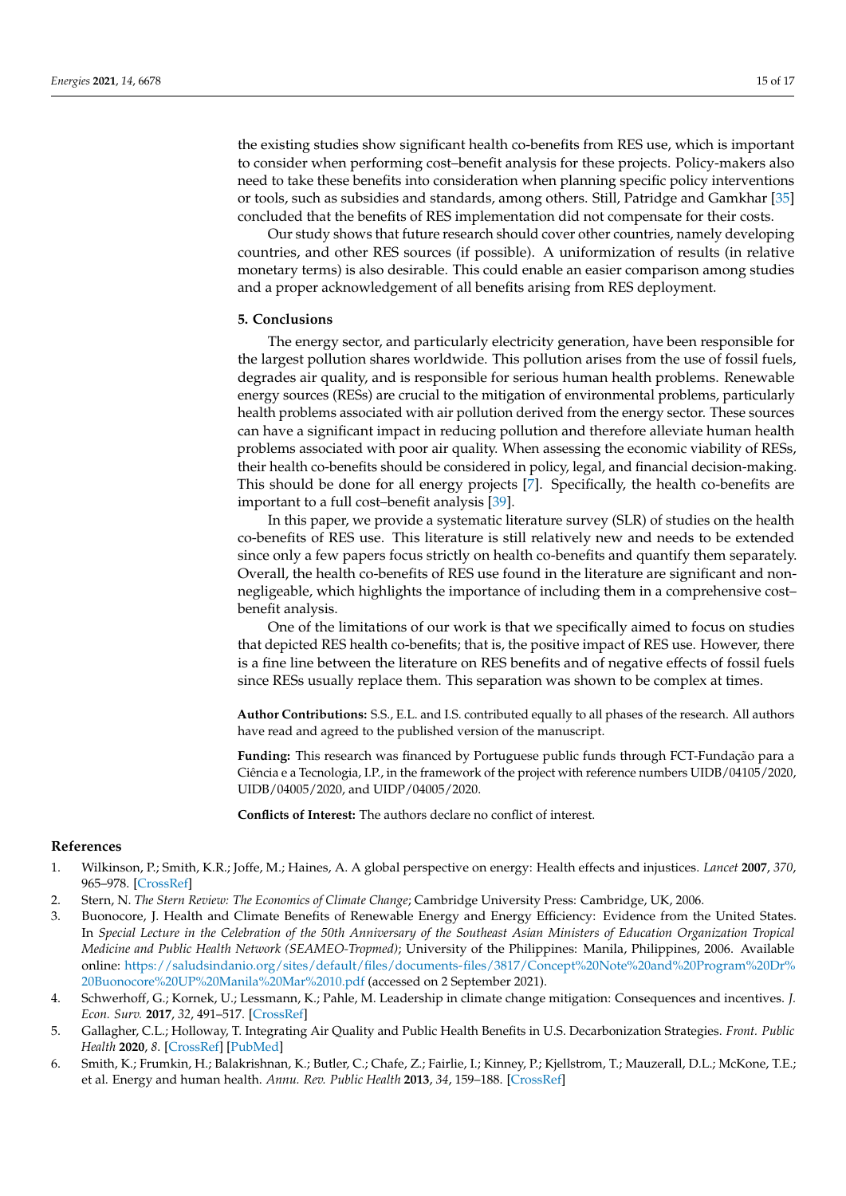the existing studies show significant health co-benefits from RES use, which is important to consider when performing cost–benefit analysis for these projects. Policy-makers also need to take these benefits into consideration when planning specific policy interventions or tools, such as subsidies and standards, among others. Still, Patridge and Gamkhar [35] concluded that the benefits of RES implementation did not compensate for their costs.

Our study shows that future research should cover other countries, namely developing countries, and other RES sources (if possible). A uniformization of results (in relative monetary terms) is also desirable. This could enable an easier comparison among studies and a proper acknowledgement of all benefits arising from RES deployment.

## 5. Conclusions

The energy sector, and particularly electricity generation, have been responsible for the largest pollution shares worldwide. This pollution arises from the use of fossil fuels, degrades air quality, and is responsible for serious human health problems. Renewable energy sources (RESs) are crucial to the mitigation of environmental problems, particularly health problems associated with air pollution derived from the energy sector. These sources can have a significant impact in reducing pollution and therefore alleviate human health problems associated with poor air quality. When assessing the economic viability of RESs, their health co-benefits should be considered in policy, legal, and financial decision-making. This should be done for all energy projects [7]. Specifically, the health co-benefits are important to a full cost–benefit analysis [39].

In this paper, we provide a systematic literature survey (SLR) of studies on the health co-benefits of RES use. This literature is still relatively new and needs to be extended since only a few papers focus strictly on health co-benefits and quantify them separately. Overall, the health co-benefits of RES use found in the literature are significant and non-negligeable, which highlights the importance of including them in a comprehensive cost–benefit analysis.

One of the limitations of our work is that we specifically aimed to focus on studies that depicted RES health co-benefits; that is, the positive impact of RES use. However, there is a fine line between the literature on RES benefits and of negative effects of fossil fuels since RESs usually replace them. This separation was shown to be complex at times.

**Author Contributions:** S.S., E.L. and I.S. contributed equally to all phases of the research. All authors have read and agreed to the published version of the manuscript.

**Funding:** This research was financed by Portuguese public funds through FCT-Fundação para a Ciência e a Tecnologia, I.P., in the framework of the project with reference numbers UIDB/04105/2020, UIDB/04005/2020, and UIDP/04005/2020.

**Conflicts of Interest:** The authors declare no conflict of interest.

## References

1. Wilkinson, P.; Smith, K.R.; Joffe, M.; Haines, A. A global perspective on energy: Health effects and injustices. *Lancet* **2007**, *370*, 965–978. [CrossRef]
2. Stern, N. *The Stern Review: The Economics of Climate Change*; Cambridge University Press: Cambridge, UK, 2006.
3. Buonocore, J. Health and Climate Benefits of Renewable Energy and Energy Efficiency: Evidence from the United States. In *Special Lecture in the Celebration of the 50th Anniversary of the Southeast Asian Ministers of Education Organization Tropical Medicine and Public Health Network (SEAMEO-Tropmed)*; University of the Philippines: Manila, Philippines, 2006. Available online: https://saludsindanio.org/sites/default/files/documents-files/3817/Concept%20Note%20and%20Program%20Dr%20Buonocore%20UP%20Manila%20Mar%2010.pdf (accessed on 2 September 2021).
4. Schwerhoff, G.; Kornek, U.; Lessmann, K.; Pahle, M. Leadership in climate change mitigation: Consequences and incentives. *J. Econ. Surv.* **2017**, *32*, 491–517. [CrossRef]
5. Gallagher, C.L.; Holloway, T. Integrating Air Quality and Public Health Benefits in U.S. Decarbonization Strategies. *Front. Public Health* **2020**, *8*. [CrossRef] [PubMed]
6. Smith, K.; Frumkin, H.; Balakrishnan, K.; Butler, C.; Chafe, Z.; Fairlie, I.; Kinney, P.; Kjellstrom, T.; Mauzerall, D.L.; McKone, T.E.; et al. Energy and human health. *Annu. Rev. Public Health* **2013**, *34*, 159–188. [CrossRef]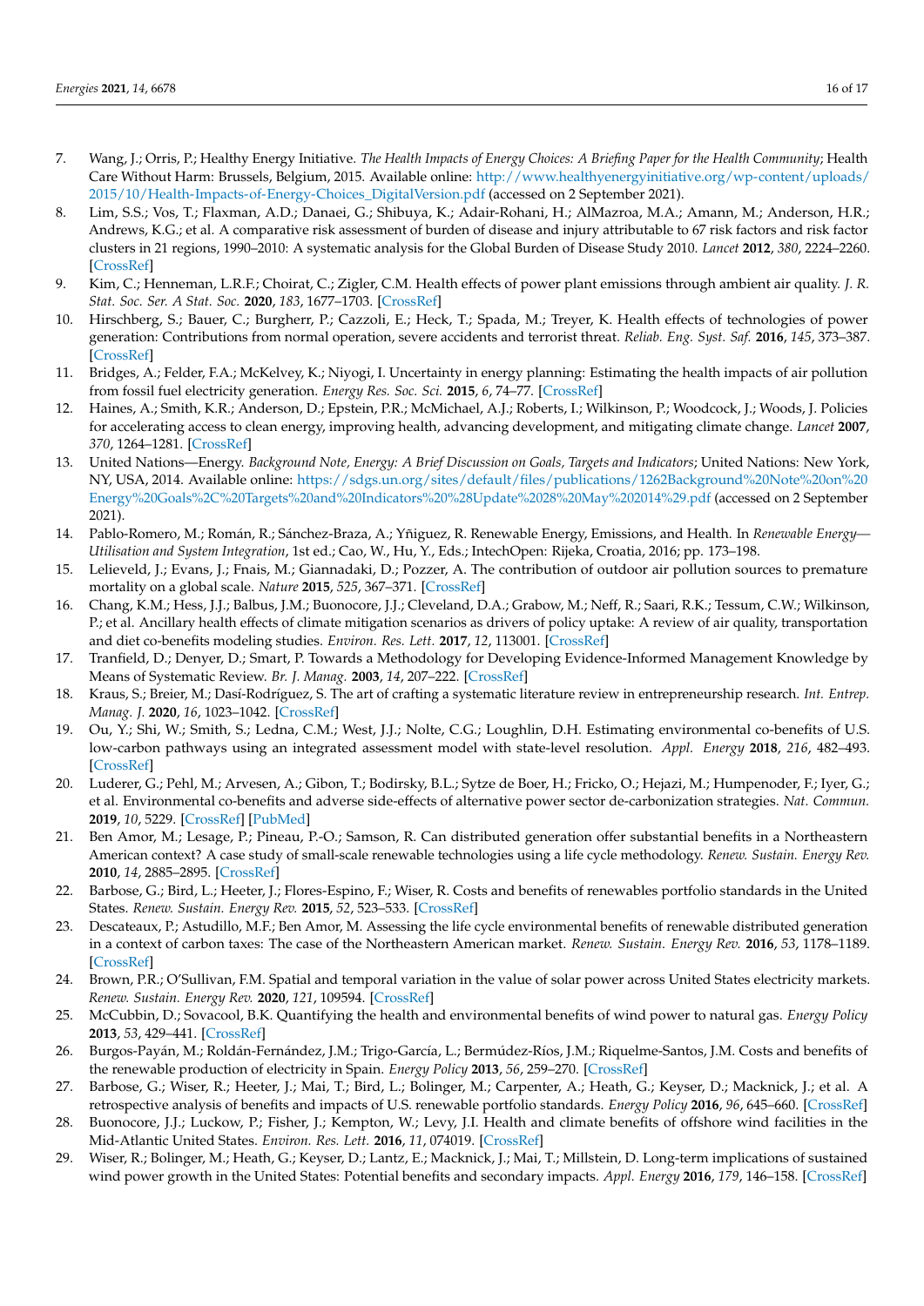7. Wang, J.; Orris, P.; Healthy Energy Initiative. *The Health Impacts of Energy Choices: A Briefing Paper for the Health Community*; Health Care Without Harm: Brussels, Belgium, 2015. Available online: http://www.healthyenergyinitiative.org/wp-content/uploads/2015/10/Health-Impacts-of-Energy-Choices_DigitalVersion.pdf (accessed on 2 September 2021).
8. Lim, S.S.; Vos, T.; Flaxman, A.D.; Danaei, G.; Shibuya, K.; Adair-Rohani, H.; AlMazroa, M.A.; Amann, M.; Anderson, H.R.; Andrews, K.G.; et al. A comparative risk assessment of burden of disease and injury attributable to 67 risk factors and risk factor clusters in 21 regions, 1990–2010: A systematic analysis for the Global Burden of Disease Study 2010. *Lancet* **2012**, *380*, 2224–2260. [CrossRef]
9. Kim, C.; Henneman, L.R.F.; Choirat, C.; Zigler, C.M. Health effects of power plant emissions through ambient air quality. *J. R. Stat. Soc. Ser. A Stat. Soc.* **2020**, *183*, 1677–1703. [CrossRef]
10. Hirschberg, S.; Bauer, C.; Burgherr, P.; Cazzoli, E.; Heck, T.; Spada, M.; Treyer, K. Health effects of technologies of power generation: Contributions from normal operation, severe accidents and terrorist threat. *Reliab. Eng. Syst. Saf.* **2016**, *145*, 373–387. [CrossRef]
11. Bridges, A.; Felder, F.A.; McKelvey, K.; Niyogi, I. Uncertainty in energy planning: Estimating the health impacts of air pollution from fossil fuel electricity generation. *Energy Res. Soc. Sci.* **2015**, *6*, 74–77. [CrossRef]
12. Haines, A.; Smith, K.R.; Anderson, D.; Epstein, P.R.; McMichael, A.J.; Roberts, I.; Wilkinson, P.; Woodcock, J.; Woods, J. Policies for accelerating access to clean energy, improving health, advancing development, and mitigating climate change. *Lancet* **2007**, *370*, 1264–1281. [CrossRef]
13. United Nations—Energy. *Background Note, Energy: A Brief Discussion on Goals, Targets and Indicators*; United Nations: New York, NY, USA, 2014. Available online: https://sdgs.un.org/sites/default/files/publications/1262Background%20Note%20on%20Energy%20Goals%2C%20Targets%20and%20Indicators%20%28Update%28%20May%202014%29.pdf (accessed on 2 September 2021).
14. Pablo-Romero, M.; Román, R.; Sánchez-Braza, A.; Yñiguez, R. Renewable Energy, Emissions, and Health. In *Renewable Energy—Utilisation and System Integration*, 1st ed.; Cao, W., Hu, Y., Eds.; IntechOpen: Rijeka, Croatia, 2016; pp. 173–198.
15. Lelieveld, J.; Evans, J.; Fnais, M.; Giannadaki, D.; Pozzer, A. The contribution of outdoor air pollution sources to premature mortality on a global scale. *Nature* **2015**, *525*, 367–371. [CrossRef]
16. Chang, K.M.; Hess, J.J.; Balbus, J.M.; Buonocore, J.J.; Cleveland, D.A.; Grabow, M.; Neff, R.; Saari, R.K.; Tessum, C.W.; Wilkinson, P.; et al. Ancillary health effects of climate mitigation scenarios as drivers of policy uptake: A review of air quality, transportation and diet co-benefits modeling studies. *Environ. Res. Lett.* **2017**, *12*, 113001. [CrossRef]
17. Tranfield, D.; Denyer, D.; Smart, P. Towards a Methodology for Developing Evidence-Informed Management Knowledge by Means of Systematic Review. *Br. J. Manag.* **2003**, *14*, 207–222. [CrossRef]
18. Kraus, S.; Breier, M.; Dasí-Rodríguez, S. The art of crafting a systematic literature review in entrepreneurship research. *Int. Entrep. Manag. J.* **2020**, *16*, 1023–1042. [CrossRef]
19. Ou, Y.; Shi, W.; Smith, S.; Ledna, C.M.; West, J.J.; Nolte, C.G.; Loughlin, D.H. Estimating environmental co-benefits of U.S. low-carbon pathways using an integrated assessment model with state-level resolution. *Appl. Energy* **2018**, *216*, 482–493. [CrossRef]
20. Luderer, G.; Pehl, M.; Arvesen, A.; Gibon, T.; Bodirsky, B.L.; Sytze de Boer, H.; Fricko, O.; Hejazi, M.; Humpenoder, F.; Iyer, G.; et al. Environmental co-benefits and adverse side-effects of alternative power sector de-carbonization strategies. *Nat. Commun.* **2019**, *10*, 5229. [CrossRef] [PubMed]
21. Ben Amor, M.; Lesage, P.; Pineau, P.-O.; Samson, R. Can distributed generation offer substantial benefits in a Northeastern American context? A case study of small-scale renewable technologies using a life cycle methodology. *Renew. Sustain. Energy Rev.* **2010**, *14*, 2885–2895. [CrossRef]
22. Barbose, G.; Bird, L.; Heeter, J.; Flores-Espino, F.; Wiser, R. Costs and benefits of renewables portfolio standards in the United States. *Renew. Sustain. Energy Rev.* **2015**, *52*, 523–533. [CrossRef]
23. Descateaux, P.; Astudillo, M.F.; Ben Amor, M. Assessing the life cycle environmental benefits of renewable distributed generation in a context of carbon taxes: The case of the Northeastern American market. *Renew. Sustain. Energy Rev.* **2016**, *53*, 1178–1189. [CrossRef]
24. Brown, P.R.; O'Sullivan, F.M. Spatial and temporal variation in the value of solar power across United States electricity markets. *Renew. Sustain. Energy Rev.* **2020**, *121*, 109594. [CrossRef]
25. McCubbin, D.; Sovacool, B.K. Quantifying the health and environmental benefits of wind power to natural gas. *Energy Policy* **2013**, *53*, 429–441. [CrossRef]
26. Burgos-Payán, M.; Roldán-Fernández, J.M.; Trigo-García, L.; Bermúdez-Ríos, J.M.; Riquelme-Santos, J.M. Costs and benefits of the renewable production of electricity in Spain. *Energy Policy* **2013**, *56*, 259–270. [CrossRef]
27. Barbose, G.; Wiser, R.; Heeter, J.; Mai, T.; Bird, L.; Bolinger, M.; Carpenter, A.; Heath, G.; Keyser, D.; Macknick, J.; et al. A retrospective analysis of benefits and impacts of U.S. renewable portfolio standards. *Energy Policy* **2016**, *96*, 645–660. [CrossRef]
28. Buonocore, J.J.; Luckow, P.; Fisher, J.; Kempton, W.; Levy, J.I. Health and climate benefits of offshore wind facilities in the Mid-Atlantic United States. *Environ. Res. Lett.* **2016**, *11*, 074019. [CrossRef]
29. Wiser, R.; Bolinger, M.; Heath, G.; Keyser, D.; Lantz, E.; Macknick, J.; Mai, T.; Millstein, D. Long-term implications of sustained wind power growth in the United States: Potential benefits and secondary impacts. *Appl. Energy* **2016**, *179*, 146–158. [CrossRef]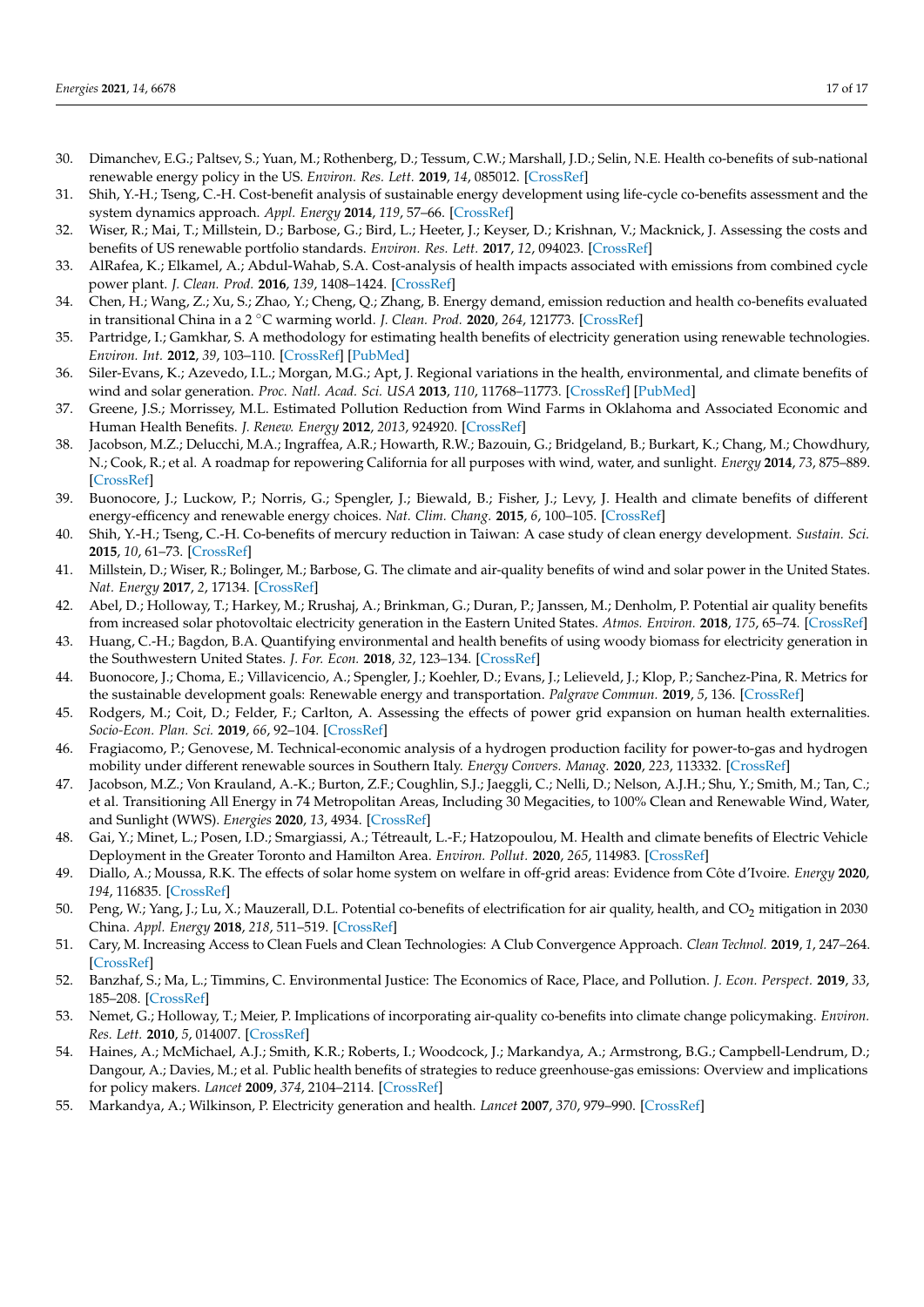30. Dimanchev, E.G.; Paltsev, S.; Yuan, M.; Rothenberg, D.; Tessum, C.W.; Marshall, J.D.; Selin, N.E. Health co-benefits of sub-national renewable energy policy in the US. *Environ. Res. Lett.* **2019**, *14*, 085012. [CrossRef]
31. Shih, Y.-H.; Tseng, C.-H. Cost-benefit analysis of sustainable energy development using life-cycle co-benefits assessment and the system dynamics approach. *Appl. Energy* **2014**, *119*, 57–66. [CrossRef]
32. Wiser, R.; Mai, T.; Millstein, D.; Barbose, G.; Bird, L.; Heeter, J.; Keyser, D.; Krishnan, V.; Macknick, J. Assessing the costs and benefits of US renewable portfolio standards. *Environ. Res. Lett.* **2017**, *12*, 094023. [CrossRef]
33. AlRafea, K.; Elkamel, A.; Abdul-Wahab, S.A. Cost-analysis of health impacts associated with emissions from combined cycle power plant. *J. Clean. Prod.* **2016**, *139*, 1408–1424. [CrossRef]
34. Chen, H.; Wang, Z.; Xu, S.; Zhao, Y.; Cheng, Q.; Zhang, B. Energy demand, emission reduction and health co-benefits evaluated in transitional China in a 2 °C warming world. *J. Clean. Prod.* **2020**, *264*, 121773. [CrossRef]
35. Partridge, I.; Gamkhar, S. A methodology for estimating health benefits of electricity generation using renewable technologies. *Environ. Int.* **2012**, *39*, 103–110. [CrossRef] [PubMed]
36. Siler-Evans, K.; Azevedo, I.L.; Morgan, M.G.; Apt, J. Regional variations in the health, environmental, and climate benefits of wind and solar generation. *Proc. Natl. Acad. Sci. USA* **2013**, *110*, 11768–11773. [CrossRef] [PubMed]
37. Greene, J.S.; Morrissey, M.L. Estimated Pollution Reduction from Wind Farms in Oklahoma and Associated Economic and Human Health Benefits. *J. Renew. Energy* **2012**, *2013*, 924920. [CrossRef]
38. Jacobson, M.Z.; Delucchi, M.A.; Ingraffea, A.R.; Howarth, R.W.; Bazouin, G.; Bridgeland, B.; Burkart, K.; Chang, M.; Chowdhury, N.; Cook, R.; et al. A roadmap for repowering California for all purposes with wind, water, and sunlight. *Energy* **2014**, *73*, 875–889. [CrossRef]
39. Buonocore, J.; Luckow, P.; Norris, G.; Spengler, J.; Biewald, B.; Fisher, J.; Levy, J. Health and climate benefits of different energy-efficency and renewable energy choices. *Nat. Clim. Chang.* **2015**, *6*, 100–105. [CrossRef]
40. Shih, Y.-H.; Tseng, C.-H. Co-benefits of mercury reduction in Taiwan: A case study of clean energy development. *Sustain. Sci.* **2015**, *10*, 61–73. [CrossRef]
41. Millstein, D.; Wiser, R.; Bolinger, M.; Barbose, G. The climate and air-quality benefits of wind and solar power in the United States. *Nat. Energy* **2017**, *2*, 17134. [CrossRef]
42. Abel, D.; Holloway, T.; Harkey, M.; Rrushaj, A.; Brinkman, G.; Duran, P.; Janssen, M.; Denholm, P. Potential air quality benefits from increased solar photovoltaic electricity generation in the Eastern United States. *Atmos. Environ.* **2018**, *175*, 65–74. [CrossRef]
43. Huang, C.-H.; Bagdon, B.A. Quantifying environmental and health benefits of using woody biomass for electricity generation in the Southwestern United States. *J. For. Econ.* **2018**, *32*, 123–134. [CrossRef]
44. Buonocore, J.; Choma, E.; Villavicencio, A.; Spengler, J.; Koehler, D.; Evans, J.; Lelieveld, J.; Klop, P.; Sanchez-Pina, R. Metrics for the sustainable development goals: Renewable energy and transportation. *Palgrave Commun.* **2019**, *5*, 136. [CrossRef]
45. Rodgers, M.; Coit, D.; Felder, F.; Carlton, A. Assessing the effects of power grid expansion on human health externalities. *Socio-Econ. Plan. Sci.* **2019**, *66*, 92–104. [CrossRef]
46. Fragiacomo, P.; Genovese, M. Technical-economic analysis of a hydrogen production facility for power-to-gas and hydrogen mobility under different renewable sources in Southern Italy. *Energy Convers. Manag.* **2020**, *223*, 113332. [CrossRef]
47. Jacobson, M.Z.; Von Krauland, A.-K.; Burton, Z.F.; Coughlin, S.J.; Jaeggli, C.; Nelli, D.; Nelson, A.J.H.; Shu, Y.; Smith, M.; Tan, C.; et al. Transitioning All Energy in 74 Metropolitan Areas, Including 30 Megacities, to 100% Clean and Renewable Wind, Water, and Sunlight (WWS). *Energies* **2020**, *13*, 4934. [CrossRef]
48. Gai, Y.; Minet, L.; Posen, I.D.; Smargiassi, A.; Tétreault, L.-F.; Hatzopoulou, M. Health and climate benefits of Electric Vehicle Deployment in the Greater Toronto and Hamilton Area. *Environ. Pollut.* **2020**, *265*, 114983. [CrossRef]
49. Diallo, A.; Moussa, R.K. The effects of solar home system on welfare in off-grid areas: Evidence from Côte d'Ivoire. *Energy* **2020**, *194*, 116835. [CrossRef]
50. Peng, W.; Yang, J.; Lu, X.; Mauzerall, D.L. Potential co-benefits of electrification for air quality, health, and $CO_2$ mitigation in 2030 China. *Appl. Energy* **2018**, *218*, 511–519. [CrossRef]
51. Cary, M. Increasing Access to Clean Fuels and Clean Technologies: A Club Convergence Approach. *Clean Technol.* **2019**, *1*, 247–264. [CrossRef]
52. Banzhaf, S.; Ma, L.; Timmins, C. Environmental Justice: The Economics of Race, Place, and Pollution. *J. Econ. Perspect.* **2019**, *33*, 185–208. [CrossRef]
53. Nemet, G.; Holloway, T.; Meier, P. Implications of incorporating air-quality co-benefits into climate change policymaking. *Environ. Res. Lett.* **2010**, *5*, 014007. [CrossRef]
54. Haines, A.; McMichael, A.J.; Smith, K.R.; Roberts, I.; Woodcock, J.; Markandya, A.; Armstrong, B.G.; Campbell-Lendrum, D.; Dangour, A.; Davies, M.; et al. Public health benefits of strategies to reduce greenhouse-gas emissions: Overview and implications for policy makers. *Lancet* **2009**, *374*, 2104–2114. [CrossRef]
55. Markandya, A.; Wilkinson, P. Electricity generation and health. *Lancet* **2007**, *370*, 979–990. [CrossRef]